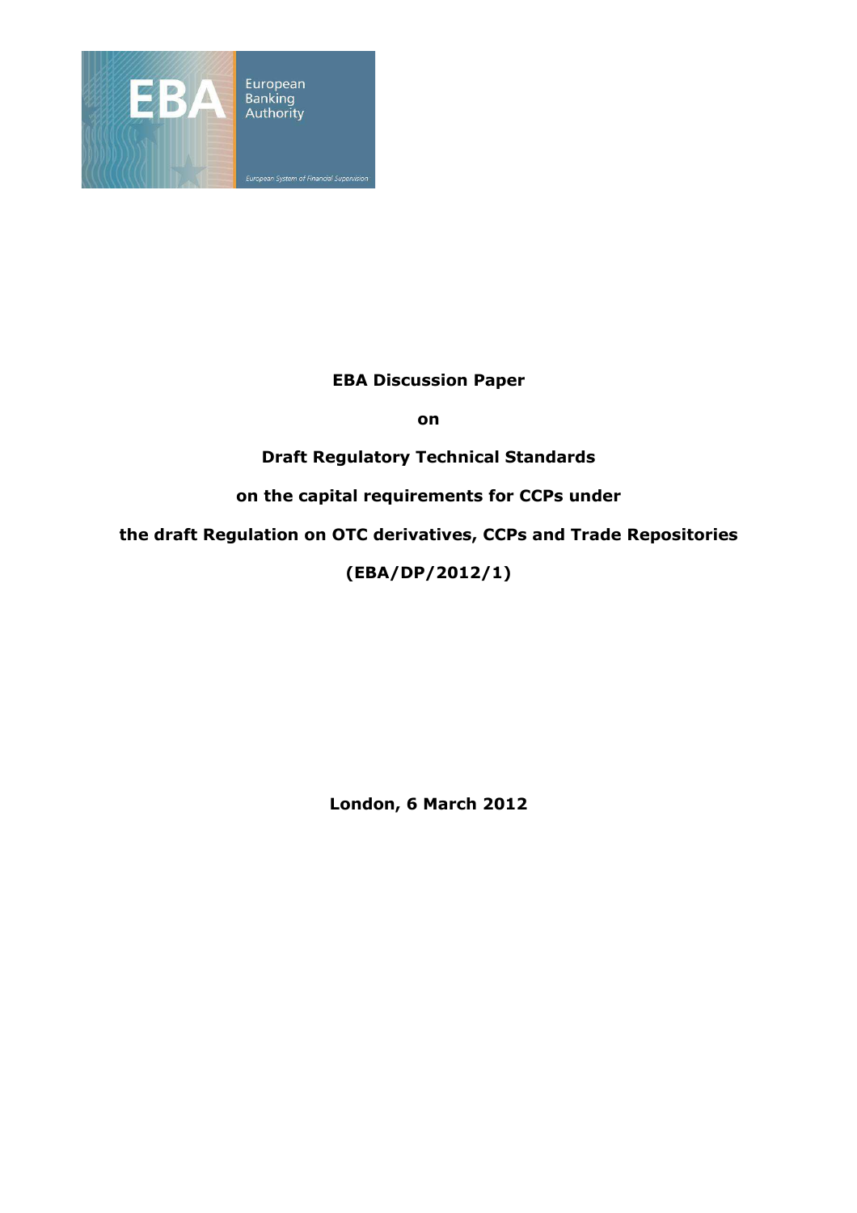EBA
European Banking Authority
European System of Financial Supervision

**EBA Discussion Paper**

**on**

**Draft Regulatory Technical Standards**

**on the capital requirements for CCPs under**

**the draft Regulation on OTC derivatives, CCPs and Trade Repositories**

**(EBA/DP/2012/1)**

**London, 6 March 2012**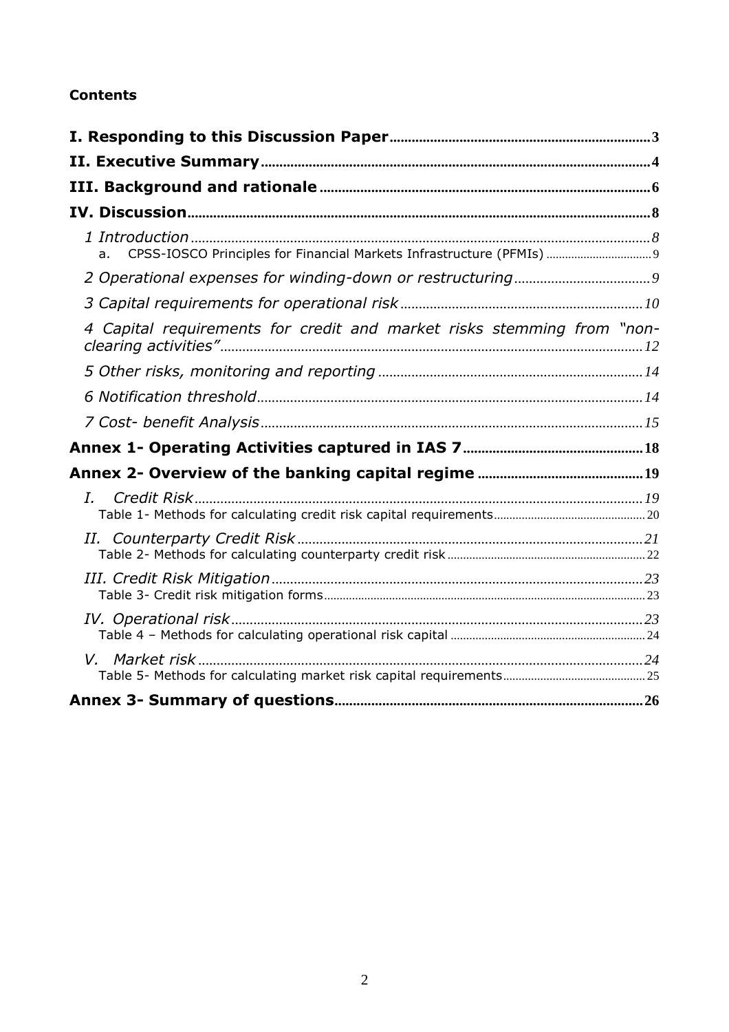**Contents**

- **I. Responding to this Discussion Paper** .......... 3
- **II. Executive Summary** .......... 4
- **III. Background and rationale** .......... 6
- **IV. Discussion** .......... 8
  - *1 Introduction* .......... 8
    - a. CPSS-IOSCO Principles for Financial Markets Infrastructure (PFMIs) .......... 9
  - *2 Operational expenses for winding-down or restructuring* .......... 9
  - *3 Capital requirements for operational risk* .......... 10
  - *4 Capital requirements for credit and market risks stemming from "non-clearing activities"* .......... 12
  - *5 Other risks, monitoring and reporting* .......... 14
  - *6 Notification threshold* .......... 14
  - *7 Cost- benefit Analysis* .......... 15
- **Annex 1- Operating Activities captured in IAS 7** .......... 18
- **Annex 2- Overview of the banking capital regime** .......... 19
  - *I. Credit Risk* .......... 19
    - Table 1- Methods for calculating credit risk capital requirements .......... 20
  - *II. Counterparty Credit Risk* .......... 21
    - Table 2- Methods for calculating counterparty credit risk .......... 22
  - *III. Credit Risk Mitigation* .......... 23
    - Table 3- Credit risk mitigation forms .......... 23
  - *IV. Operational risk* .......... 23
    - Table 4 – Methods for calculating operational risk capital .......... 24
  - *V. Market risk* .......... 24
    - Table 5- Methods for calculating market risk capital requirements .......... 25
- **Annex 3- Summary of questions** .......... 26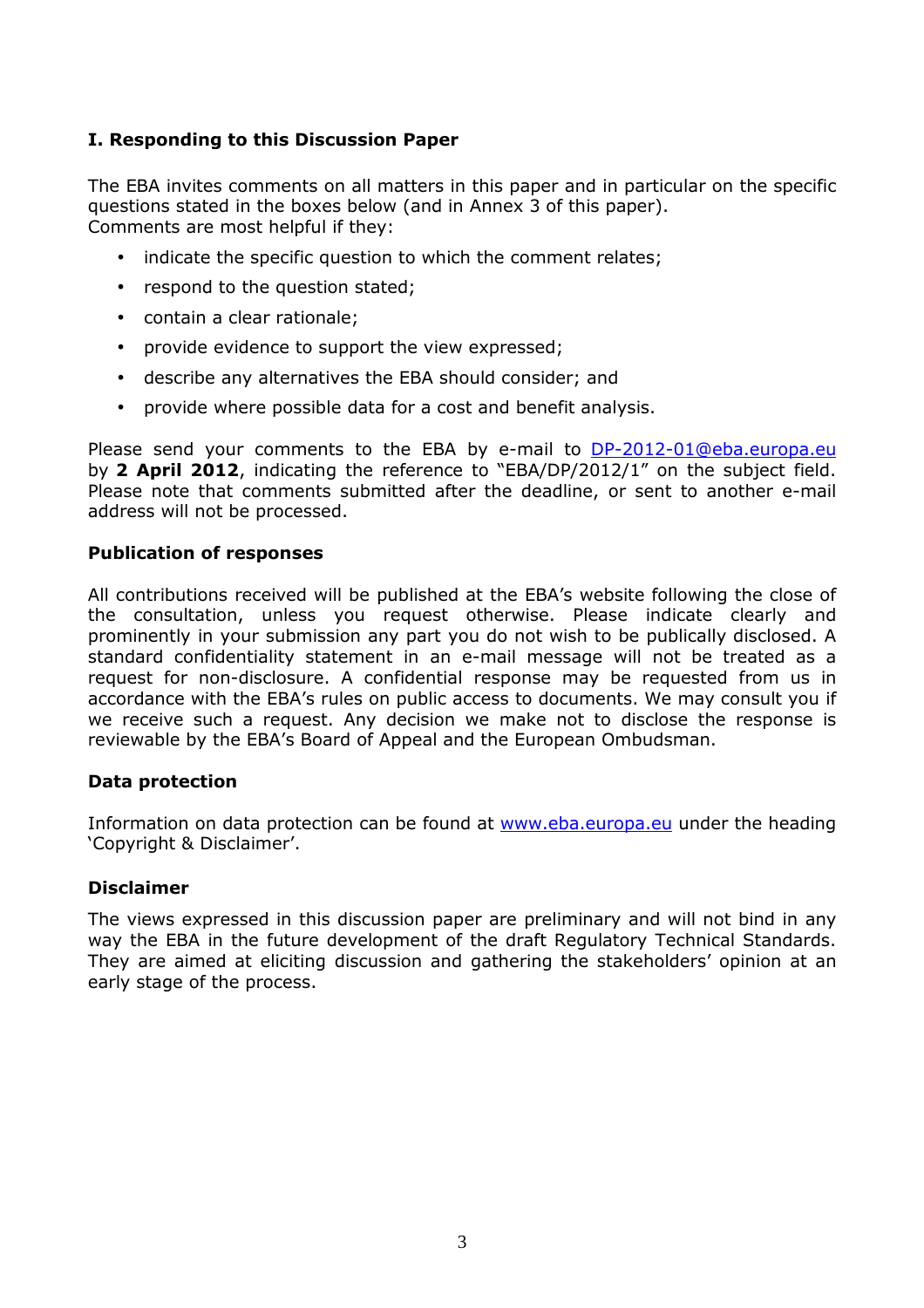## I. Responding to this Discussion Paper

The EBA invites comments on all matters in this paper and in particular on the specific questions stated in the boxes below (and in Annex 3 of this paper).
Comments are most helpful if they:

- indicate the specific question to which the comment relates;
- respond to the question stated;
- contain a clear rationale;
- provide evidence to support the view expressed;
- describe any alternatives the EBA should consider; and
- provide where possible data for a cost and benefit analysis.

Please send your comments to the EBA by e-mail to DP-2012-01@eba.europa.eu by **2 April 2012**, indicating the reference to "EBA/DP/2012/1" on the subject field. Please note that comments submitted after the deadline, or sent to another e-mail address will not be processed.

### Publication of responses

All contributions received will be published at the EBA's website following the close of the consultation, unless you request otherwise. Please indicate clearly and prominently in your submission any part you do not wish to be publically disclosed. A standard confidentiality statement in an e-mail message will not be treated as a request for non-disclosure. A confidential response may be requested from us in accordance with the EBA's rules on public access to documents. We may consult you if we receive such a request. Any decision we make not to disclose the response is reviewable by the EBA's Board of Appeal and the European Ombudsman.

### Data protection

Information on data protection can be found at www.eba.europa.eu under the heading 'Copyright & Disclaimer'.

### Disclaimer

The views expressed in this discussion paper are preliminary and will not bind in any way the EBA in the future development of the draft Regulatory Technical Standards. They are aimed at eliciting discussion and gathering the stakeholders' opinion at an early stage of the process.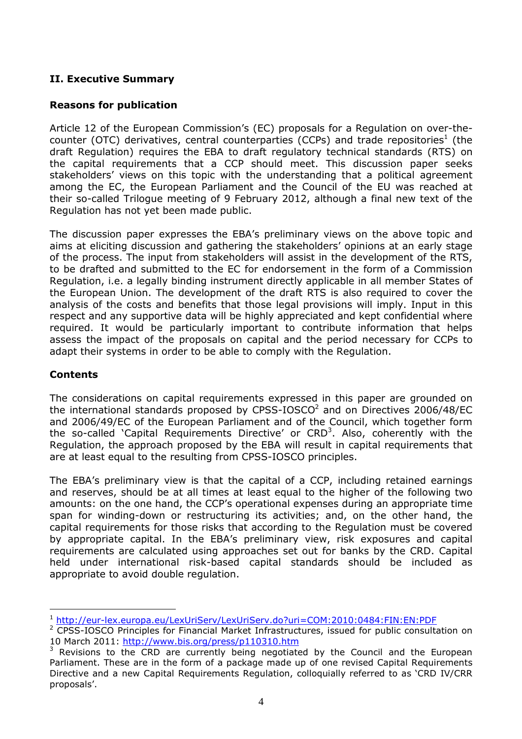## II. Executive Summary

### Reasons for publication

Article 12 of the European Commission's (EC) proposals for a Regulation on over-the-counter (OTC) derivatives, central counterparties (CCPs) and trade repositories[1] (the draft Regulation) requires the EBA to draft regulatory technical standards (RTS) on the capital requirements that a CCP should meet. This discussion paper seeks stakeholders' views on this topic with the understanding that a political agreement among the EC, the European Parliament and the Council of the EU was reached at their so-called Trilogue meeting of 9 February 2012, although a final new text of the Regulation has not yet been made public.

The discussion paper expresses the EBA's preliminary views on the above topic and aims at eliciting discussion and gathering the stakeholders' opinions at an early stage of the process. The input from stakeholders will assist in the development of the RTS, to be drafted and submitted to the EC for endorsement in the form of a Commission Regulation, i.e. a legally binding instrument directly applicable in all member States of the European Union. The development of the draft RTS is also required to cover the analysis of the costs and benefits that those legal provisions will imply. Input in this respect and any supportive data will be highly appreciated and kept confidential where required. It would be particularly important to contribute information that helps assess the impact of the proposals on capital and the period necessary for CCPs to adapt their systems in order to be able to comply with the Regulation.

### Contents

The considerations on capital requirements expressed in this paper are grounded on the international standards proposed by CPSS-IOSCO[2] and on Directives 2006/48/EC and 2006/49/EC of the European Parliament and of the Council, which together form the so-called 'Capital Requirements Directive' or CRD[3]. Also, coherently with the Regulation, the approach proposed by the EBA will result in capital requirements that are at least equal to the resulting from CPSS-IOSCO principles.

The EBA's preliminary view is that the capital of a CCP, including retained earnings and reserves, should be at all times at least equal to the higher of the following two amounts: on the one hand, the CCP's operational expenses during an appropriate time span for winding-down or restructuring its activities; and, on the other hand, the capital requirements for those risks that according to the Regulation must be covered by appropriate capital. In the EBA's preliminary view, risk exposures and capital requirements are calculated using approaches set out for banks by the CRD. Capital held under international risk-based capital standards should be included as appropriate to avoid double regulation.

---

[1] http://eur-lex.europa.eu/LexUriServ/LexUriServ.do?uri=COM:2010:0484:FIN:EN:PDF

[2] CPSS-IOSCO Principles for Financial Market Infrastructures, issued for public consultation on 10 March 2011: http://www.bis.org/press/p110310.htm

[3] Revisions to the CRD are currently being negotiated by the Council and the European Parliament. These are in the form of a package made up of one revised Capital Requirements Directive and a new Capital Requirements Regulation, colloquially referred to as 'CRD IV/CRR proposals'.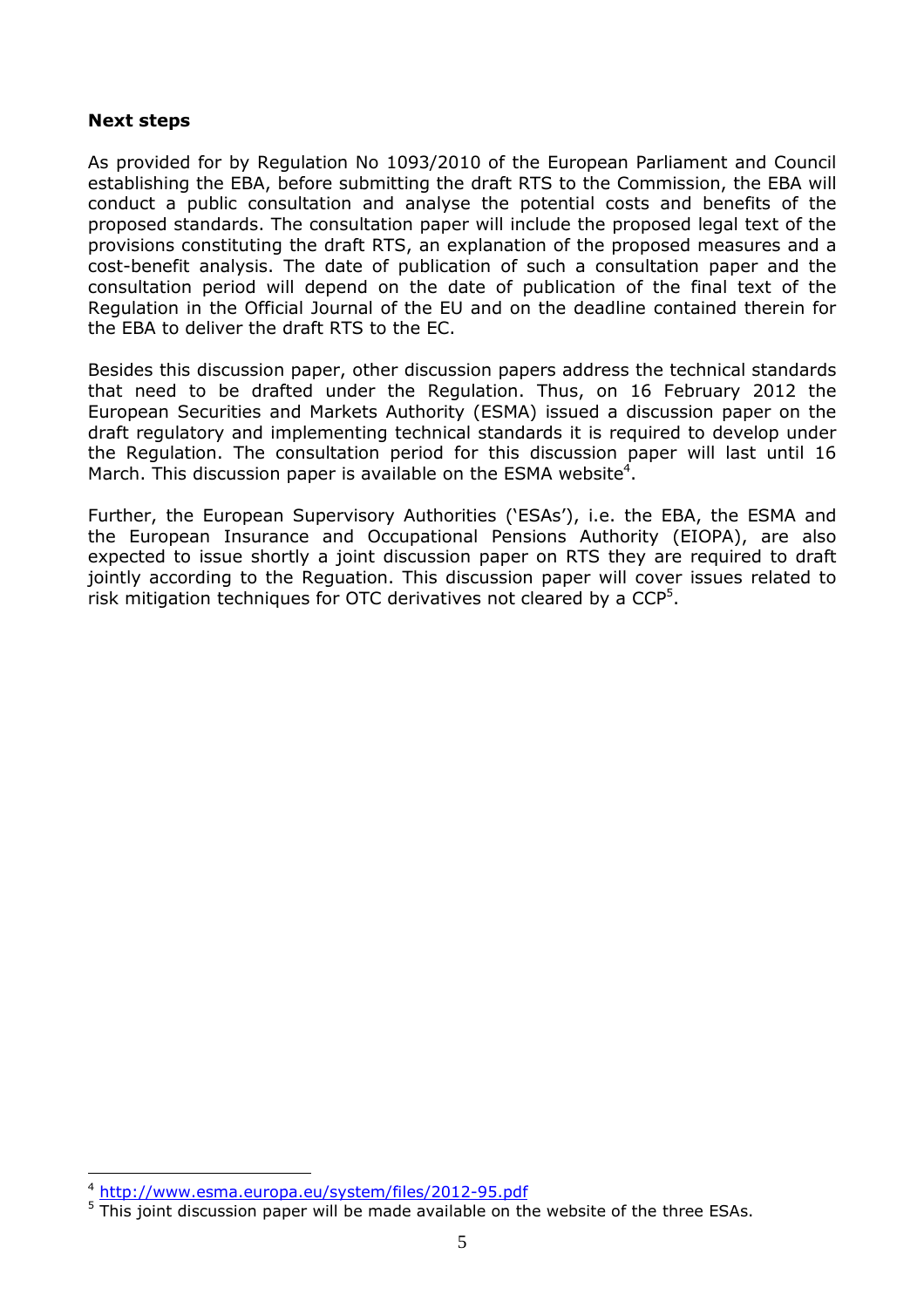**Next steps**

As provided for by Regulation No 1093/2010 of the European Parliament and Council establishing the EBA, before submitting the draft RTS to the Commission, the EBA will conduct a public consultation and analyse the potential costs and benefits of the proposed standards. The consultation paper will include the proposed legal text of the provisions constituting the draft RTS, an explanation of the proposed measures and a cost-benefit analysis. The date of publication of such a consultation paper and the consultation period will depend on the date of publication of the final text of the Regulation in the Official Journal of the EU and on the deadline contained therein for the EBA to deliver the draft RTS to the EC.

Besides this discussion paper, other discussion papers address the technical standards that need to be drafted under the Regulation. Thus, on 16 February 2012 the European Securities and Markets Authority (ESMA) issued a discussion paper on the draft regulatory and implementing technical standards it is required to develop under the Regulation. The consultation period for this discussion paper will last until 16 March. This discussion paper is available on the ESMA website[4].

Further, the European Supervisory Authorities ('ESAs'), i.e. the EBA, the ESMA and the European Insurance and Occupational Pensions Authority (EIOPA), are also expected to issue shortly a joint discussion paper on RTS they are required to draft jointly according to the Reguation. This discussion paper will cover issues related to risk mitigation techniques for OTC derivatives not cleared by a CCP[5].

---

[4] http://www.esma.europa.eu/system/files/2012-95.pdf

[5] This joint discussion paper will be made available on the website of the three ESAs.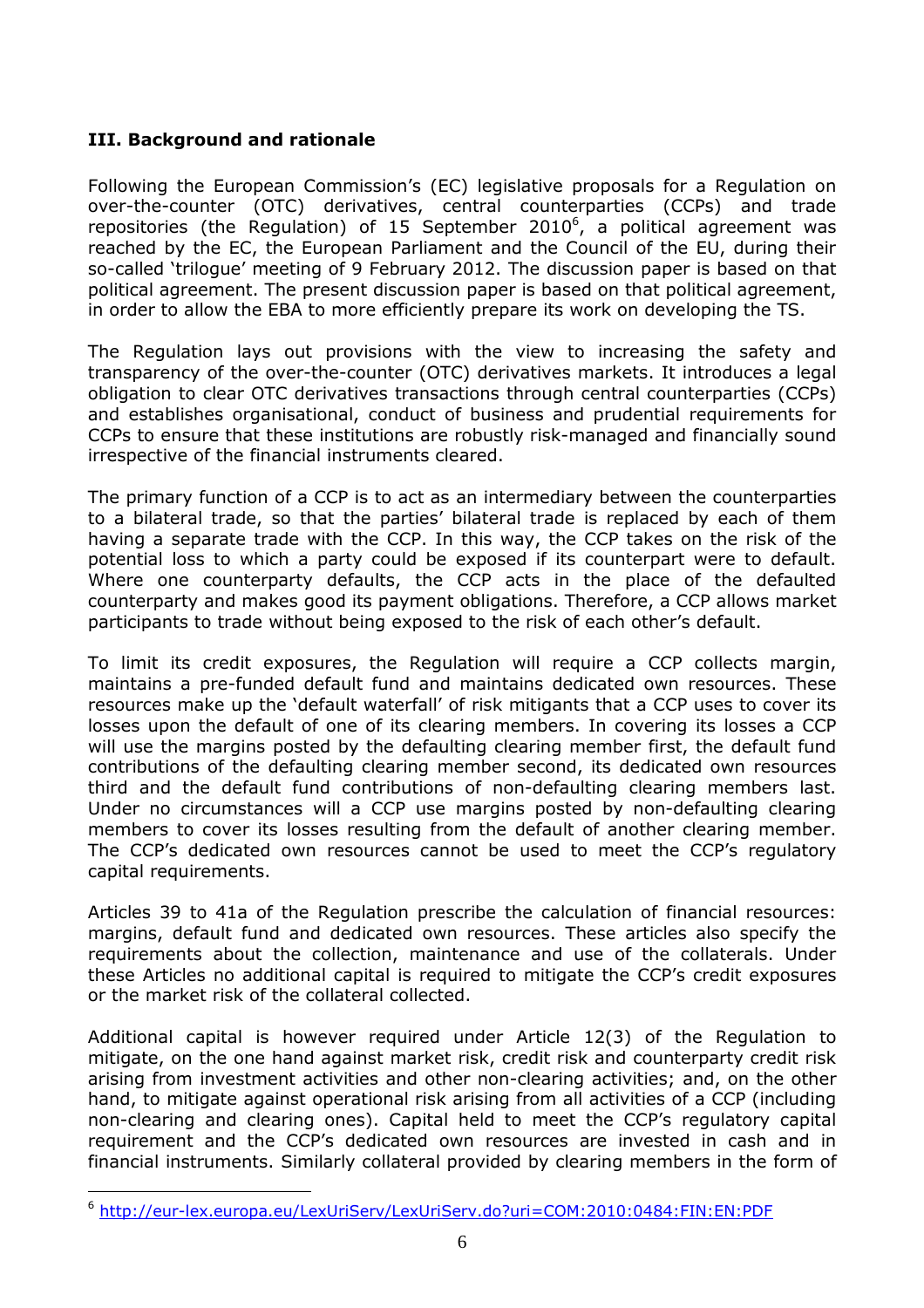## III. Background and rationale

Following the European Commission's (EC) legislative proposals for a Regulation on over-the-counter (OTC) derivatives, central counterparties (CCPs) and trade repositories (the Regulation) of 15 September 2010[6], a political agreement was reached by the EC, the European Parliament and the Council of the EU, during their so-called 'trilogue' meeting of 9 February 2012. The discussion paper is based on that political agreement. The present discussion paper is based on that political agreement, in order to allow the EBA to more efficiently prepare its work on developing the TS.

The Regulation lays out provisions with the view to increasing the safety and transparency of the over-the-counter (OTC) derivatives markets. It introduces a legal obligation to clear OTC derivatives transactions through central counterparties (CCPs) and establishes organisational, conduct of business and prudential requirements for CCPs to ensure that these institutions are robustly risk-managed and financially sound irrespective of the financial instruments cleared.

The primary function of a CCP is to act as an intermediary between the counterparties to a bilateral trade, so that the parties' bilateral trade is replaced by each of them having a separate trade with the CCP. In this way, the CCP takes on the risk of the potential loss to which a party could be exposed if its counterpart were to default. Where one counterparty defaults, the CCP acts in the place of the defaulted counterparty and makes good its payment obligations. Therefore, a CCP allows market participants to trade without being exposed to the risk of each other's default.

To limit its credit exposures, the Regulation will require a CCP collects margin, maintains a pre-funded default fund and maintains dedicated own resources. These resources make up the 'default waterfall' of risk mitigants that a CCP uses to cover its losses upon the default of one of its clearing members. In covering its losses a CCP will use the margins posted by the defaulting clearing member first, the default fund contributions of the defaulting clearing member second, its dedicated own resources third and the default fund contributions of non-defaulting clearing members last. Under no circumstances will a CCP use margins posted by non-defaulting clearing members to cover its losses resulting from the default of another clearing member. The CCP's dedicated own resources cannot be used to meet the CCP's regulatory capital requirements.

Articles 39 to 41a of the Regulation prescribe the calculation of financial resources: margins, default fund and dedicated own resources. These articles also specify the requirements about the collection, maintenance and use of the collaterals. Under these Articles no additional capital is required to mitigate the CCP's credit exposures or the market risk of the collateral collected.

Additional capital is however required under Article 12(3) of the Regulation to mitigate, on the one hand against market risk, credit risk and counterparty credit risk arising from investment activities and other non-clearing activities; and, on the other hand, to mitigate against operational risk arising from all activities of a CCP (including non-clearing and clearing ones). Capital held to meet the CCP's regulatory capital requirement and the CCP's dedicated own resources are invested in cash and in financial instruments. Similarly collateral provided by clearing members in the form of

---

[6] http://eur-lex.europa.eu/LexUriServ/LexUriServ.do?uri=COM:2010:0484:FIN:EN:PDF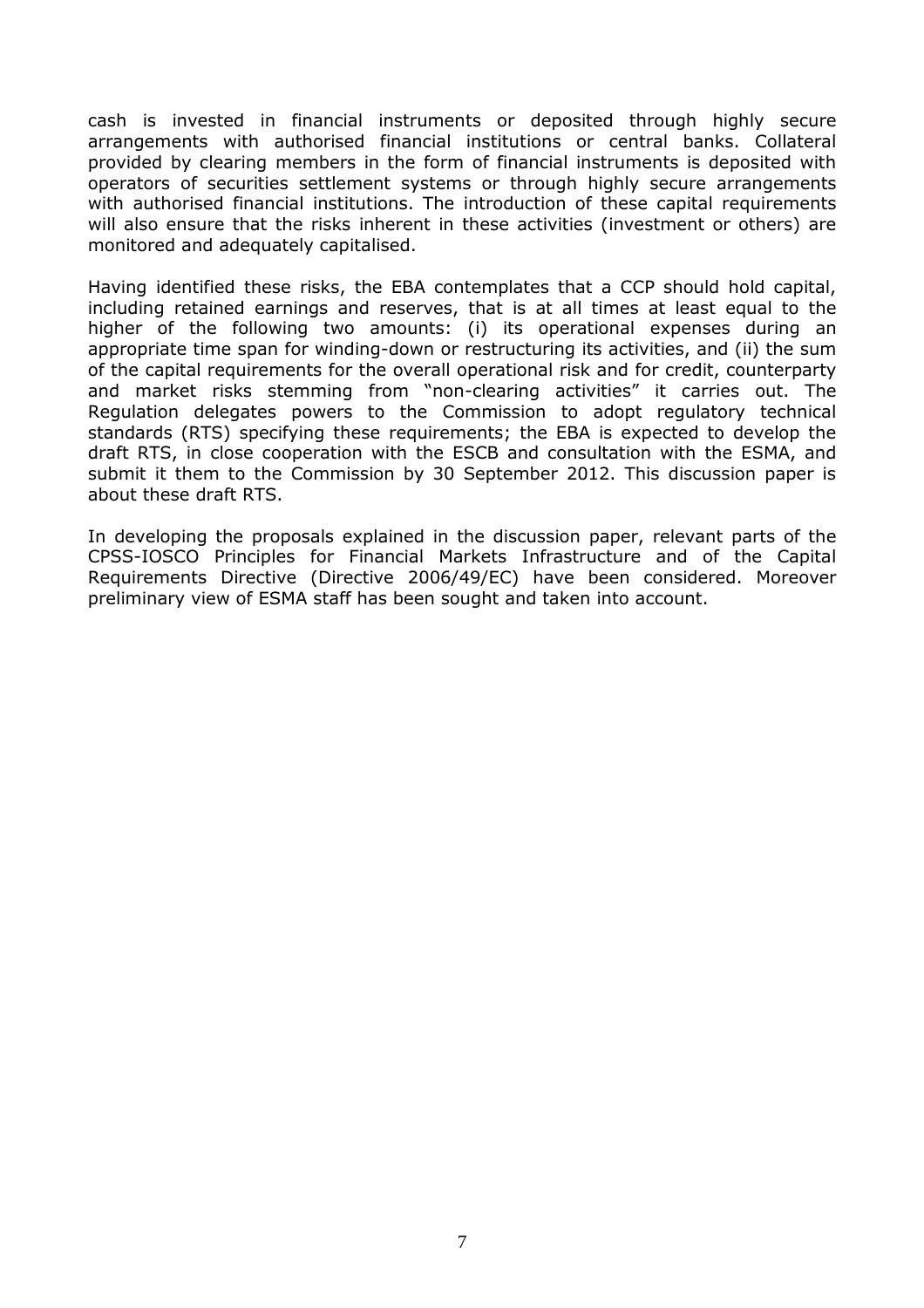cash is invested in financial instruments or deposited through highly secure arrangements with authorised financial institutions or central banks. Collateral provided by clearing members in the form of financial instruments is deposited with operators of securities settlement systems or through highly secure arrangements with authorised financial institutions. The introduction of these capital requirements will also ensure that the risks inherent in these activities (investment or others) are monitored and adequately capitalised.

Having identified these risks, the EBA contemplates that a CCP should hold capital, including retained earnings and reserves, that is at all times at least equal to the higher of the following two amounts: (i) its operational expenses during an appropriate time span for winding-down or restructuring its activities, and (ii) the sum of the capital requirements for the overall operational risk and for credit, counterparty and market risks stemming from "non-clearing activities" it carries out. The Regulation delegates powers to the Commission to adopt regulatory technical standards (RTS) specifying these requirements; the EBA is expected to develop the draft RTS, in close cooperation with the ESCB and consultation with the ESMA, and submit it them to the Commission by 30 September 2012. This discussion paper is about these draft RTS.

In developing the proposals explained in the discussion paper, relevant parts of the CPSS-IOSCO Principles for Financial Markets Infrastructure and of the Capital Requirements Directive (Directive 2006/49/EC) have been considered. Moreover preliminary view of ESMA staff has been sought and taken into account.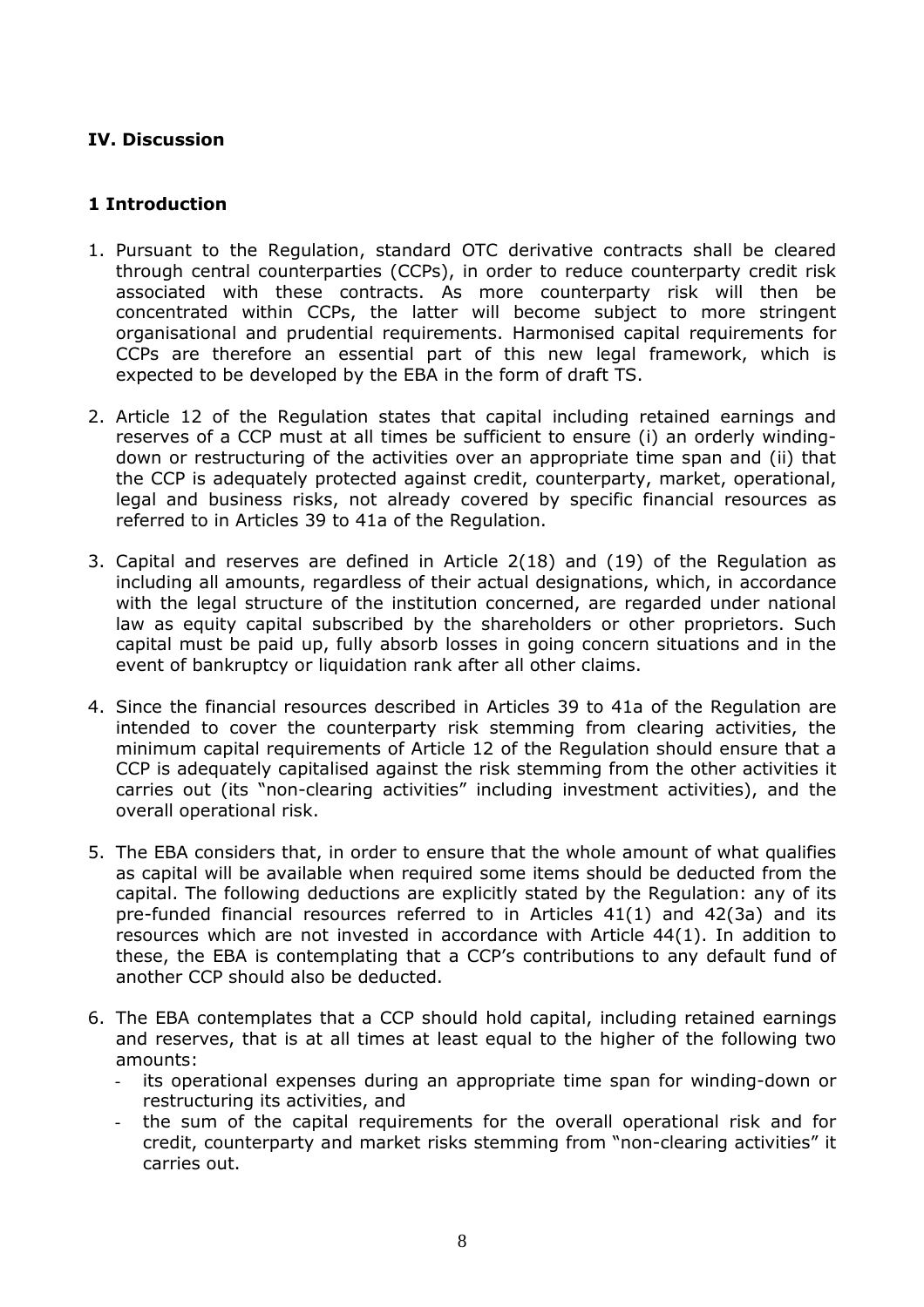## IV. Discussion

### 1 Introduction

1. Pursuant to the Regulation, standard OTC derivative contracts shall be cleared through central counterparties (CCPs), in order to reduce counterparty credit risk associated with these contracts. As more counterparty risk will then be concentrated within CCPs, the latter will become subject to more stringent organisational and prudential requirements. Harmonised capital requirements for CCPs are therefore an essential part of this new legal framework, which is expected to be developed by the EBA in the form of draft TS.

2. Article 12 of the Regulation states that capital including retained earnings and reserves of a CCP must at all times be sufficient to ensure (i) an orderly winding-down or restructuring of the activities over an appropriate time span and (ii) that the CCP is adequately protected against credit, counterparty, market, operational, legal and business risks, not already covered by specific financial resources as referred to in Articles 39 to 41a of the Regulation.

3. Capital and reserves are defined in Article 2(18) and (19) of the Regulation as including all amounts, regardless of their actual designations, which, in accordance with the legal structure of the institution concerned, are regarded under national law as equity capital subscribed by the shareholders or other proprietors. Such capital must be paid up, fully absorb losses in going concern situations and in the event of bankruptcy or liquidation rank after all other claims.

4. Since the financial resources described in Articles 39 to 41a of the Regulation are intended to cover the counterparty risk stemming from clearing activities, the minimum capital requirements of Article 12 of the Regulation should ensure that a CCP is adequately capitalised against the risk stemming from the other activities it carries out (its "non-clearing activities" including investment activities), and the overall operational risk.

5. The EBA considers that, in order to ensure that the whole amount of what qualifies as capital will be available when required some items should be deducted from the capital. The following deductions are explicitly stated by the Regulation: any of its pre-funded financial resources referred to in Articles 41(1) and 42(3a) and its resources which are not invested in accordance with Article 44(1). In addition to these, the EBA is contemplating that a CCP's contributions to any default fund of another CCP should also be deducted.

6. The EBA contemplates that a CCP should hold capital, including retained earnings and reserves, that is at all times at least equal to the higher of the following two amounts:
   - its operational expenses during an appropriate time span for winding-down or restructuring its activities, and
   - the sum of the capital requirements for the overall operational risk and for credit, counterparty and market risks stemming from "non-clearing activities" it carries out.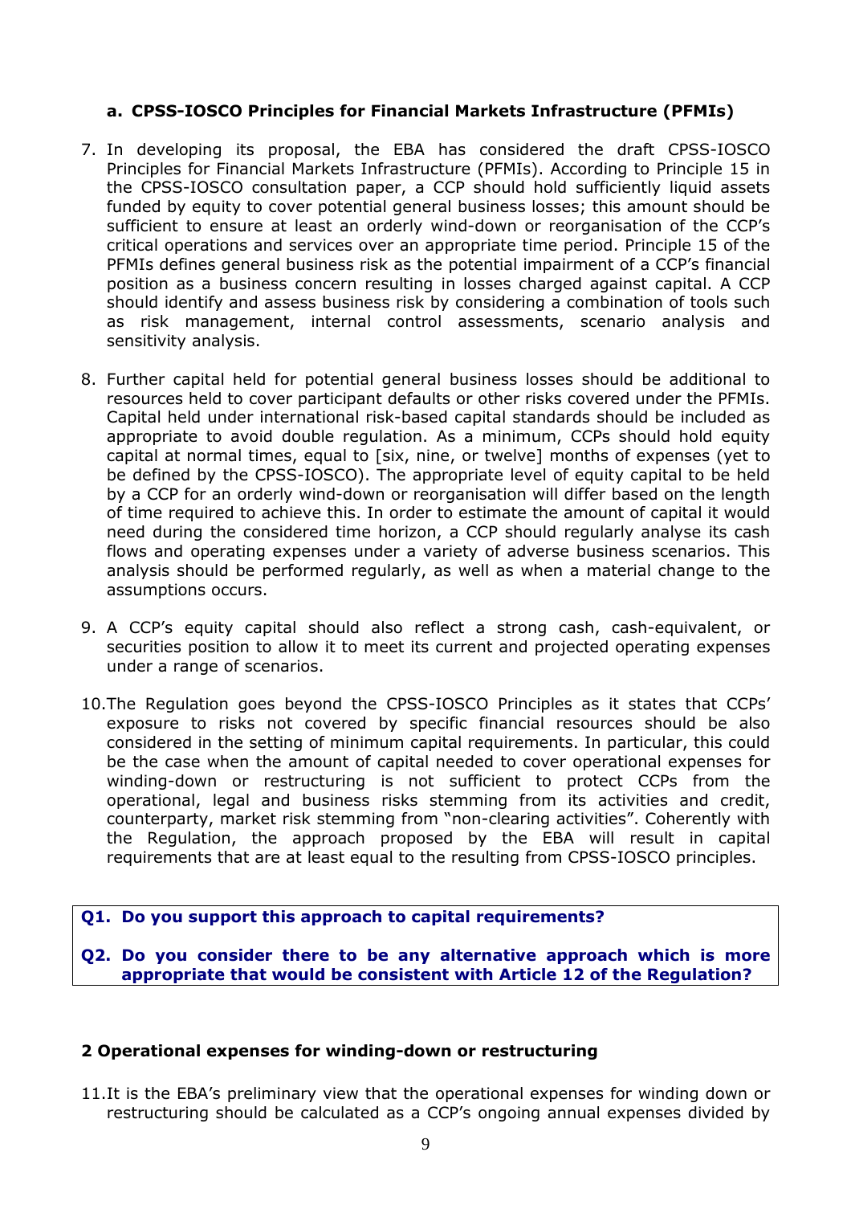### a. CPSS-IOSCO Principles for Financial Markets Infrastructure (PFMIs)

7. In developing its proposal, the EBA has considered the draft CPSS-IOSCO Principles for Financial Markets Infrastructure (PFMIs). According to Principle 15 in the CPSS-IOSCO consultation paper, a CCP should hold sufficiently liquid assets funded by equity to cover potential general business losses; this amount should be sufficient to ensure at least an orderly wind-down or reorganisation of the CCP's critical operations and services over an appropriate time period. Principle 15 of the PFMIs defines general business risk as the potential impairment of a CCP's financial position as a business concern resulting in losses charged against capital. A CCP should identify and assess business risk by considering a combination of tools such as risk management, internal control assessments, scenario analysis and sensitivity analysis.

8. Further capital held for potential general business losses should be additional to resources held to cover participant defaults or other risks covered under the PFMIs. Capital held under international risk-based capital standards should be included as appropriate to avoid double regulation. As a minimum, CCPs should hold equity capital at normal times, equal to [six, nine, or twelve] months of expenses (yet to be defined by the CPSS-IOSCO). The appropriate level of equity capital to be held by a CCP for an orderly wind-down or reorganisation will differ based on the length of time required to achieve this. In order to estimate the amount of capital it would need during the considered time horizon, a CCP should regularly analyse its cash flows and operating expenses under a variety of adverse business scenarios. This analysis should be performed regularly, as well as when a material change to the assumptions occurs.

9. A CCP's equity capital should also reflect a strong cash, cash-equivalent, or securities position to allow it to meet its current and projected operating expenses under a range of scenarios.

10. The Regulation goes beyond the CPSS-IOSCO Principles as it states that CCPs' exposure to risks not covered by specific financial resources should be also considered in the setting of minimum capital requirements. In particular, this could be the case when the amount of capital needed to cover operational expenses for winding-down or restructuring is not sufficient to protect CCPs from the operational, legal and business risks stemming from its activities and credit, counterparty, market risk stemming from "non-clearing activities". Coherently with the Regulation, the approach proposed by the EBA will result in capital requirements that are at least equal to the resulting from CPSS-IOSCO principles.

**Q1. Do you support this approach to capital requirements?**

**Q2. Do you consider there to be any alternative approach which is more appropriate that would be consistent with Article 12 of the Regulation?**

## 2 Operational expenses for winding-down or restructuring

11. It is the EBA's preliminary view that the operational expenses for winding down or restructuring should be calculated as a CCP's ongoing annual expenses divided by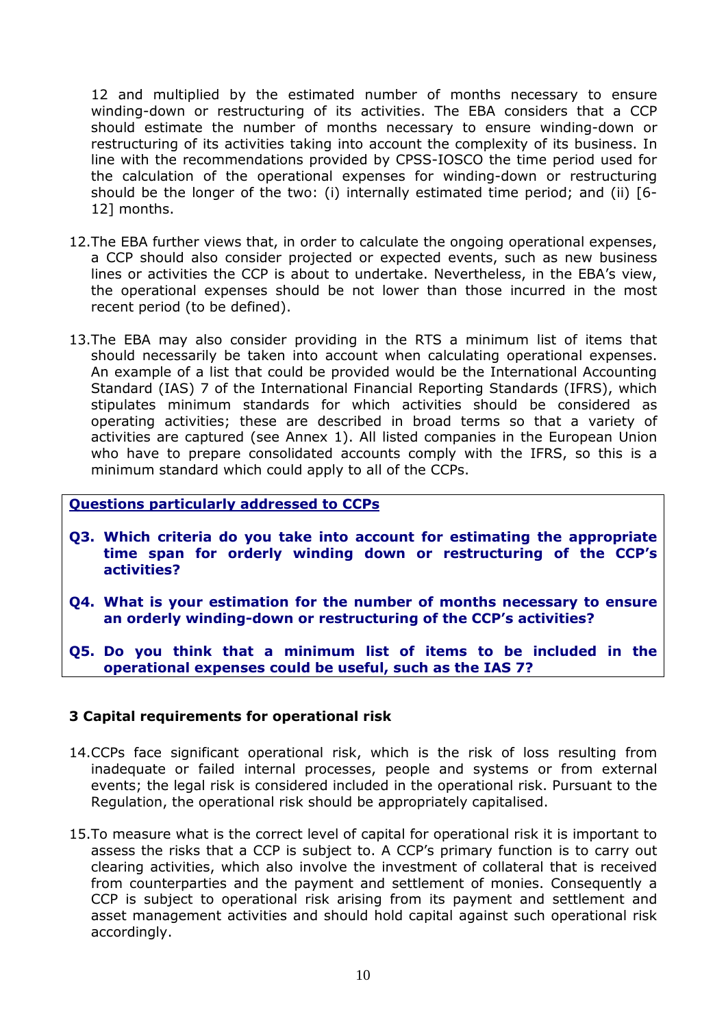12 and multiplied by the estimated number of months necessary to ensure winding-down or restructuring of its activities. The EBA considers that a CCP should estimate the number of months necessary to ensure winding-down or restructuring of its activities taking into account the complexity of its business. In line with the recommendations provided by CPSS-IOSCO the time period used for the calculation of the operational expenses for winding-down or restructuring should be the longer of the two: (i) internally estimated time period; and (ii) [6-12] months.

12. The EBA further views that, in order to calculate the ongoing operational expenses, a CCP should also consider projected or expected events, such as new business lines or activities the CCP is about to undertake. Nevertheless, in the EBA's view, the operational expenses should be not lower than those incurred in the most recent period (to be defined).

13. The EBA may also consider providing in the RTS a minimum list of items that should necessarily be taken into account when calculating operational expenses. An example of a list that could be provided would be the International Accounting Standard (IAS) 7 of the International Financial Reporting Standards (IFRS), which stipulates minimum standards for which activities should be considered as operating activities; these are described in broad terms so that a variety of activities are captured (see Annex 1). All listed companies in the European Union who have to prepare consolidated accounts comply with the IFRS, so this is a minimum standard which could apply to all of the CCPs.

**Questions particularly addressed to CCPs**

**Q3. Which criteria do you take into account for estimating the appropriate time span for orderly winding down or restructuring of the CCP's activities?**

**Q4. What is your estimation for the number of months necessary to ensure an orderly winding-down or restructuring of the CCP's activities?**

**Q5. Do you think that a minimum list of items to be included in the operational expenses could be useful, such as the IAS 7?**

## 3 Capital requirements for operational risk

14. CCPs face significant operational risk, which is the risk of loss resulting from inadequate or failed internal processes, people and systems or from external events; the legal risk is considered included in the operational risk. Pursuant to the Regulation, the operational risk should be appropriately capitalised.

15. To measure what is the correct level of capital for operational risk it is important to assess the risks that a CCP is subject to. A CCP's primary function is to carry out clearing activities, which also involve the investment of collateral that is received from counterparties and the payment and settlement of monies. Consequently a CCP is subject to operational risk arising from its payment and settlement and asset management activities and should hold capital against such operational risk accordingly.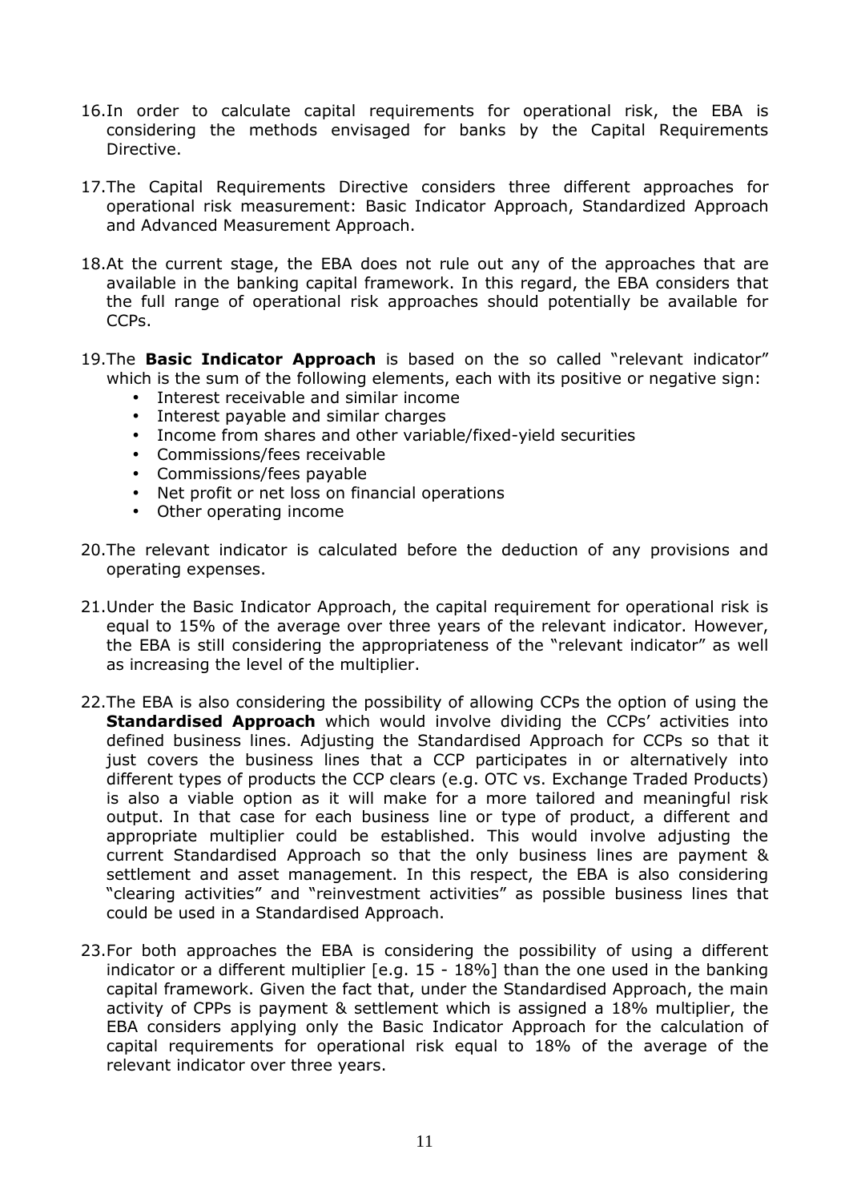16. In order to calculate capital requirements for operational risk, the EBA is considering the methods envisaged for banks by the Capital Requirements Directive.

17. The Capital Requirements Directive considers three different approaches for operational risk measurement: Basic Indicator Approach, Standardized Approach and Advanced Measurement Approach.

18. At the current stage, the EBA does not rule out any of the approaches that are available in the banking capital framework. In this regard, the EBA considers that the full range of operational risk approaches should potentially be available for CCPs.

19. The **Basic Indicator Approach** is based on the so called "relevant indicator" which is the sum of the following elements, each with its positive or negative sign:
    - Interest receivable and similar income
    - Interest payable and similar charges
    - Income from shares and other variable/fixed-yield securities
    - Commissions/fees receivable
    - Commissions/fees payable
    - Net profit or net loss on financial operations
    - Other operating income

20. The relevant indicator is calculated before the deduction of any provisions and operating expenses.

21. Under the Basic Indicator Approach, the capital requirement for operational risk is equal to 15% of the average over three years of the relevant indicator. However, the EBA is still considering the appropriateness of the "relevant indicator" as well as increasing the level of the multiplier.

22. The EBA is also considering the possibility of allowing CCPs the option of using the **Standardised Approach** which would involve dividing the CCPs' activities into defined business lines. Adjusting the Standardised Approach for CCPs so that it just covers the business lines that a CCP participates in or alternatively into different types of products the CCP clears (e.g. OTC vs. Exchange Traded Products) is also a viable option as it will make for a more tailored and meaningful risk output. In that case for each business line or type of product, a different and appropriate multiplier could be established. This would involve adjusting the current Standardised Approach so that the only business lines are payment & settlement and asset management. In this respect, the EBA is also considering "clearing activities" and "reinvestment activities" as possible business lines that could be used in a Standardised Approach.

23. For both approaches the EBA is considering the possibility of using a different indicator or a different multiplier [e.g. 15 - 18%] than the one used in the banking capital framework. Given the fact that, under the Standardised Approach, the main activity of CPPs is payment & settlement which is assigned a 18% multiplier, the EBA considers applying only the Basic Indicator Approach for the calculation of capital requirements for operational risk equal to 18% of the average of the relevant indicator over three years.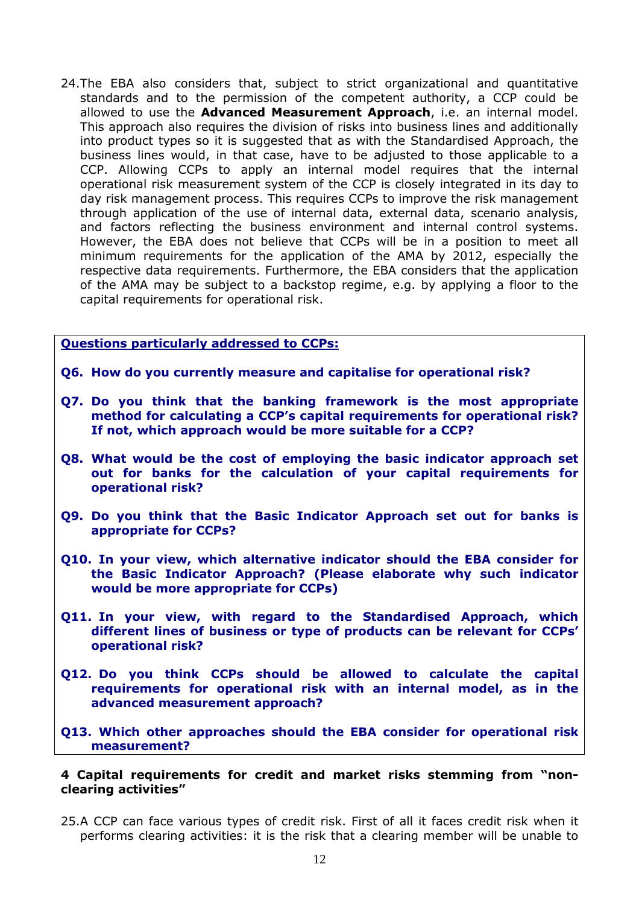24. The EBA also considers that, subject to strict organizational and quantitative standards and to the permission of the competent authority, a CCP could be allowed to use the **Advanced Measurement Approach**, i.e. an internal model. This approach also requires the division of risks into business lines and additionally into product types so it is suggested that as with the Standardised Approach, the business lines would, in that case, have to be adjusted to those applicable to a CCP. Allowing CCPs to apply an internal model requires that the internal operational risk measurement system of the CCP is closely integrated in its day to day risk management process. This requires CCPs to improve the risk management through application of the use of internal data, external data, scenario analysis, and factors reflecting the business environment and internal control systems. However, the EBA does not believe that CCPs will be in a position to meet all minimum requirements for the application of the AMA by 2012, especially the respective data requirements. Furthermore, the EBA considers that the application of the AMA may be subject to a backstop regime, e.g. by applying a floor to the capital requirements for operational risk.

**Questions particularly addressed to CCPs:**

**Q6. How do you currently measure and capitalise for operational risk?**

**Q7. Do you think that the banking framework is the most appropriate method for calculating a CCP's capital requirements for operational risk? If not, which approach would be more suitable for a CCP?**

**Q8. What would be the cost of employing the basic indicator approach set out for banks for the calculation of your capital requirements for operational risk?**

**Q9. Do you think that the Basic Indicator Approach set out for banks is appropriate for CCPs?**

**Q10. In your view, which alternative indicator should the EBA consider for the Basic Indicator Approach? (Please elaborate why such indicator would be more appropriate for CCPs)**

**Q11. In your view, with regard to the Standardised Approach, which different lines of business or type of products can be relevant for CCPs' operational risk?**

**Q12. Do you think CCPs should be allowed to calculate the capital requirements for operational risk with an internal model, as in the advanced measurement approach?**

**Q13. Which other approaches should the EBA consider for operational risk measurement?**

## 4 Capital requirements for credit and market risks stemming from "non-clearing activities"

25. A CCP can face various types of credit risk. First of all it faces credit risk when it performs clearing activities: it is the risk that a clearing member will be unable to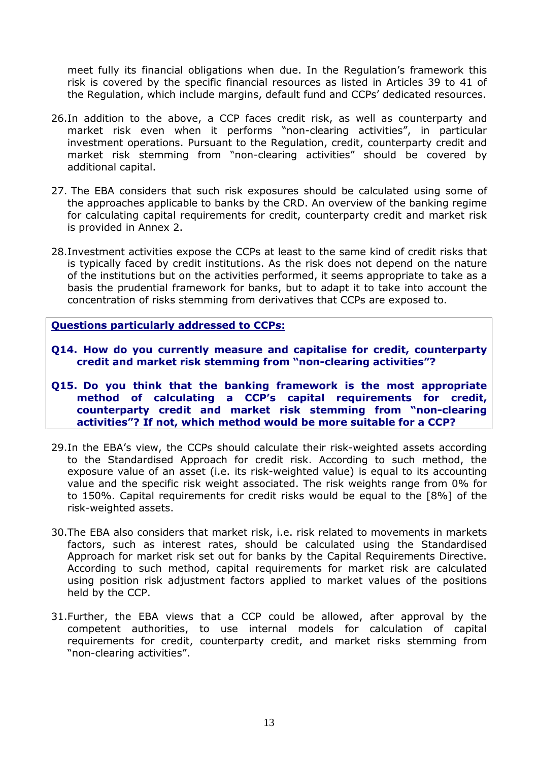meet fully its financial obligations when due. In the Regulation's framework this risk is covered by the specific financial resources as listed in Articles 39 to 41 of the Regulation, which include margins, default fund and CCPs' dedicated resources.

26. In addition to the above, a CCP faces credit risk, as well as counterparty and market risk even when it performs "non-clearing activities", in particular investment operations. Pursuant to the Regulation, credit, counterparty credit and market risk stemming from "non-clearing activities" should be covered by additional capital.

27. The EBA considers that such risk exposures should be calculated using some of the approaches applicable to banks by the CRD. An overview of the banking regime for calculating capital requirements for credit, counterparty credit and market risk is provided in Annex 2.

28. Investment activities expose the CCPs at least to the same kind of credit risks that is typically faced by credit institutions. As the risk does not depend on the nature of the institutions but on the activities performed, it seems appropriate to take as a basis the prudential framework for banks, but to adapt it to take into account the concentration of risks stemming from derivatives that CCPs are exposed to.

**Questions particularly addressed to CCPs:**

**Q14. How do you currently measure and capitalise for credit, counterparty credit and market risk stemming from "non-clearing activities"?**

**Q15. Do you think that the banking framework is the most appropriate method of calculating a CCP's capital requirements for credit, counterparty credit and market risk stemming from "non-clearing activities"? If not, which method would be more suitable for a CCP?**

29. In the EBA's view, the CCPs should calculate their risk-weighted assets according to the Standardised Approach for credit risk. According to such method, the exposure value of an asset (i.e. its risk-weighted value) is equal to its accounting value and the specific risk weight associated. The risk weights range from 0% for to 150%. Capital requirements for credit risks would be equal to the [8%] of the risk-weighted assets.

30. The EBA also considers that market risk, i.e. risk related to movements in markets factors, such as interest rates, should be calculated using the Standardised Approach for market risk set out for banks by the Capital Requirements Directive. According to such method, capital requirements for market risk are calculated using position risk adjustment factors applied to market values of the positions held by the CCP.

31. Further, the EBA views that a CCP could be allowed, after approval by the competent authorities, to use internal models for calculation of capital requirements for credit, counterparty credit, and market risks stemming from "non-clearing activities".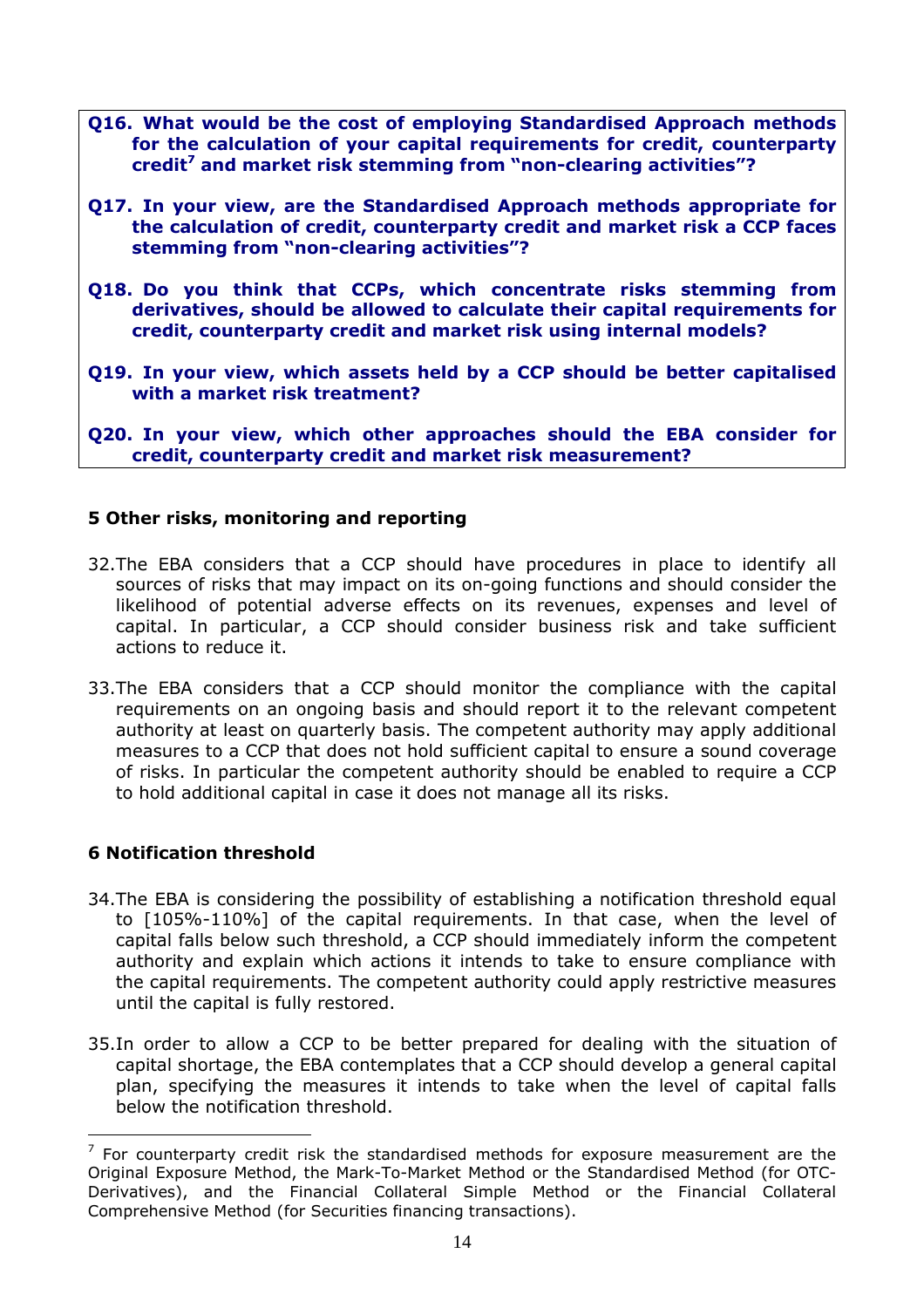**Q16. What would be the cost of employing Standardised Approach methods for the calculation of your capital requirements for credit, counterparty credit[7] and market risk stemming from "non-clearing activities"?**

**Q17. In your view, are the Standardised Approach methods appropriate for the calculation of credit, counterparty credit and market risk a CCP faces stemming from "non-clearing activities"?**

**Q18. Do you think that CCPs, which concentrate risks stemming from derivatives, should be allowed to calculate their capital requirements for credit, counterparty credit and market risk using internal models?**

**Q19. In your view, which assets held by a CCP should be better capitalised with a market risk treatment?**

**Q20. In your view, which other approaches should the EBA consider for credit, counterparty credit and market risk measurement?**

## 5 Other risks, monitoring and reporting

32. The EBA considers that a CCP should have procedures in place to identify all sources of risks that may impact on its on-going functions and should consider the likelihood of potential adverse effects on its revenues, expenses and level of capital. In particular, a CCP should consider business risk and take sufficient actions to reduce it.

33. The EBA considers that a CCP should monitor the compliance with the capital requirements on an ongoing basis and should report it to the relevant competent authority at least on quarterly basis. The competent authority may apply additional measures to a CCP that does not hold sufficient capital to ensure a sound coverage of risks. In particular the competent authority should be enabled to require a CCP to hold additional capital in case it does not manage all its risks.

## 6 Notification threshold

34. The EBA is considering the possibility of establishing a notification threshold equal to [105%-110%] of the capital requirements. In that case, when the level of capital falls below such threshold, a CCP should immediately inform the competent authority and explain which actions it intends to take to ensure compliance with the capital requirements. The competent authority could apply restrictive measures until the capital is fully restored.

35. In order to allow a CCP to be better prepared for dealing with the situation of capital shortage, the EBA contemplates that a CCP should develop a general capital plan, specifying the measures it intends to take when the level of capital falls below the notification threshold.

---

[7] For counterparty credit risk the standardised methods for exposure measurement are the Original Exposure Method, the Mark-To-Market Method or the Standardised Method (for OTC-Derivatives), and the Financial Collateral Simple Method or the Financial Collateral Comprehensive Method (for Securities financing transactions).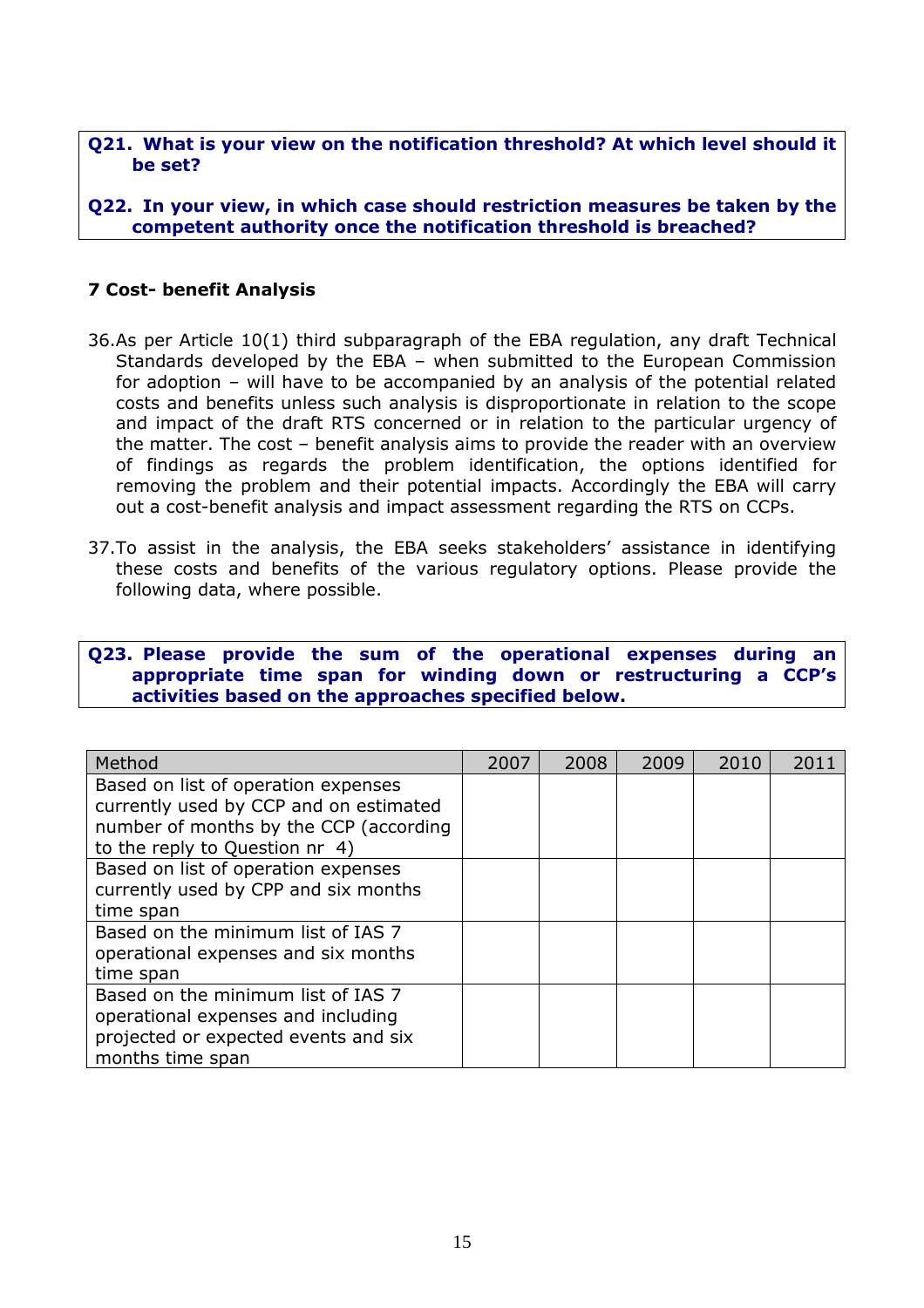**Q21. What is your view on the notification threshold? At which level should it be set?**

**Q22. In your view, in which case should restriction measures be taken by the competent authority once the notification threshold is breached?**

## 7 Cost- benefit Analysis

36. As per Article 10(1) third subparagraph of the EBA regulation, any draft Technical Standards developed by the EBA – when submitted to the European Commission for adoption – will have to be accompanied by an analysis of the potential related costs and benefits unless such analysis is disproportionate in relation to the scope and impact of the draft RTS concerned or in relation to the particular urgency of the matter. The cost – benefit analysis aims to provide the reader with an overview of findings as regards the problem identification, the options identified for removing the problem and their potential impacts. Accordingly the EBA will carry out a cost-benefit analysis and impact assessment regarding the RTS on CCPs.

37. To assist in the analysis, the EBA seeks stakeholders' assistance in identifying these costs and benefits of the various regulatory options. Please provide the following data, where possible.

**Q23. Please provide the sum of the operational expenses during an appropriate time span for winding down or restructuring a CCP's activities based on the approaches specified below.**

| Method | 2007 | 2008 | 2009 | 2010 | 2011 |
|---|---|---|---|---|---|
| Based on list of operation expenses currently used by CCP and on estimated number of months by the CCP (according to the reply to Question nr 4) | | | | | |
| Based on list of operation expenses currently used by CPP and six months time span | | | | | |
| Based on the minimum list of IAS 7 operational expenses and six months time span | | | | | |
| Based on the minimum list of IAS 7 operational expenses and including projected or expected events and six months time span | | | | | |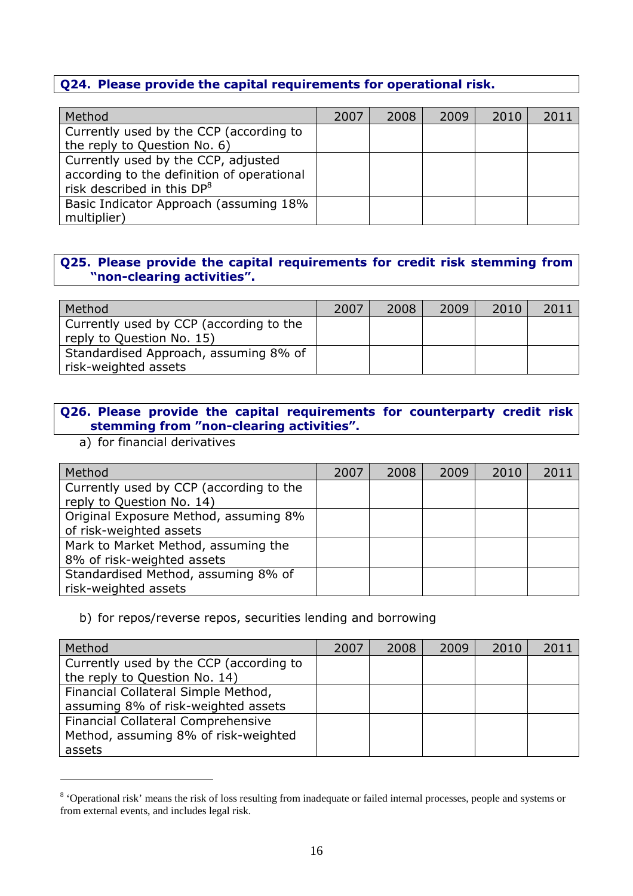**Q24. Please provide the capital requirements for operational risk.**

| Method | 2007 | 2008 | 2009 | 2010 | 2011 |
|---|---|---|---|---|---|
| Currently used by the CCP (according to the reply to Question No. 6) | | | | | |
| Currently used by the CCP, adjusted according to the definition of operational risk described in this DP[8] | | | | | |
| Basic Indicator Approach (assuming 18% multiplier) | | | | | |

**Q25. Please provide the capital requirements for credit risk stemming from "non-clearing activities".**

| Method | 2007 | 2008 | 2009 | 2010 | 2011 |
|---|---|---|---|---|---|
| Currently used by CCP (according to the reply to Question No. 15) | | | | | |
| Standardised Approach, assuming 8% of risk-weighted assets | | | | | |

**Q26. Please provide the capital requirements for counterparty credit risk stemming from "non-clearing activities".**

a) for financial derivatives

| Method | 2007 | 2008 | 2009 | 2010 | 2011 |
|---|---|---|---|---|---|
| Currently used by CCP (according to the reply to Question No. 14) | | | | | |
| Original Exposure Method, assuming 8% of risk-weighted assets | | | | | |
| Mark to Market Method, assuming the 8% of risk-weighted assets | | | | | |
| Standardised Method, assuming 8% of risk-weighted assets | | | | | |

b) for repos/reverse repos, securities lending and borrowing

| Method | 2007 | 2008 | 2009 | 2010 | 2011 |
|---|---|---|---|---|---|
| Currently used by the CCP (according to the reply to Question No. 14) | | | | | |
| Financial Collateral Simple Method, assuming 8% of risk-weighted assets | | | | | |
| Financial Collateral Comprehensive Method, assuming 8% of risk-weighted assets | | | | | |

[8] 'Operational risk' means the risk of loss resulting from inadequate or failed internal processes, people and systems or from external events, and includes legal risk.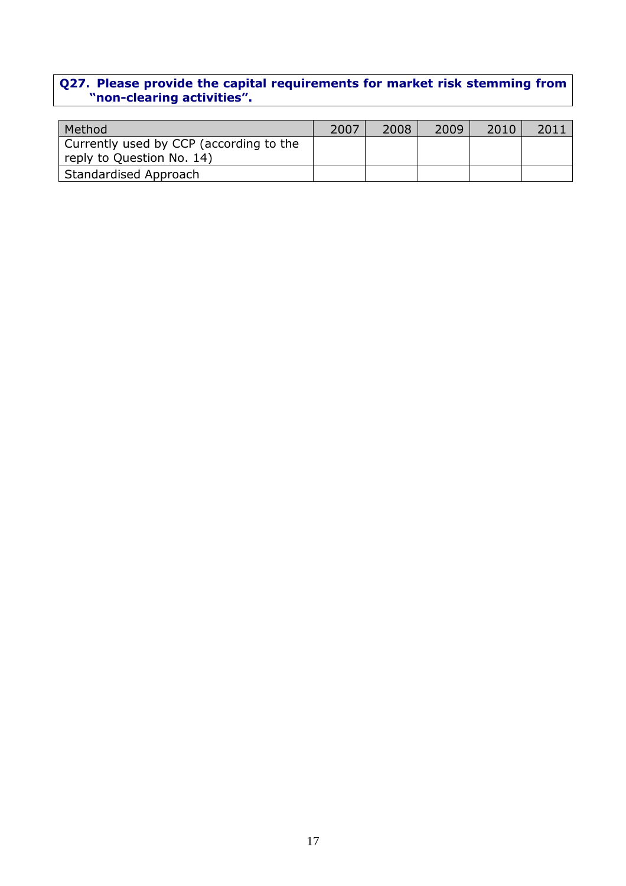**Q27. Please provide the capital requirements for market risk stemming from "non-clearing activities".**

| Method | 2007 | 2008 | 2009 | 2010 | 2011 |
|---|---|---|---|---|---|
| Currently used by CCP (according to the reply to Question No. 14) | | | | | |
| Standardised Approach | | | | | |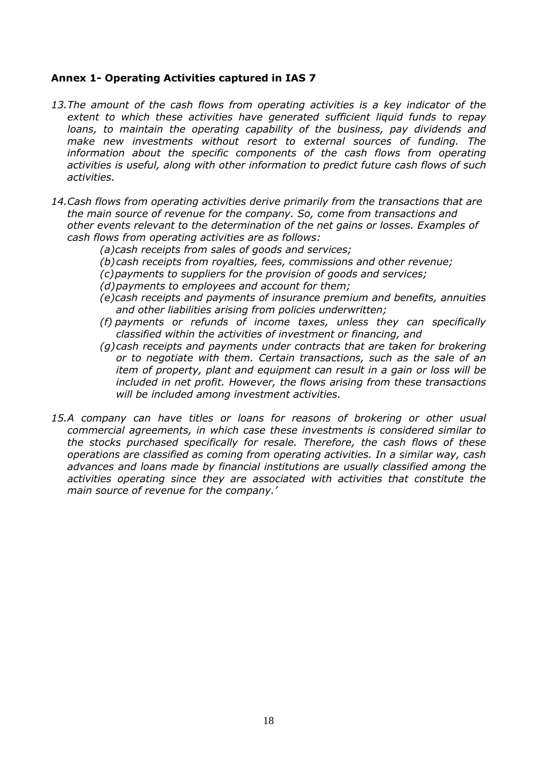### Annex 1- Operating Activities captured in IAS 7

*13. The amount of the cash flows from operating activities is a key indicator of the extent to which these activities have generated sufficient liquid funds to repay loans, to maintain the operating capability of the business, pay dividends and make new investments without resort to external sources of funding. The information about the specific components of the cash flows from operating activities is useful, along with other information to predict future cash flows of such activities.*

*14. Cash flows from operating activities derive primarily from the transactions that are the main source of revenue for the company. So, come from transactions and other events relevant to the determination of the net gains or losses. Examples of cash flows from operating activities are as follows:*

*(a) cash receipts from sales of goods and services;*

*(b) cash receipts from royalties, fees, commissions and other revenue;*

*(c) payments to suppliers for the provision of goods and services;*

*(d) payments to employees and account for them;*

*(e) cash receipts and payments of insurance premium and benefits, annuities and other liabilities arising from policies underwritten;*

*(f) payments or refunds of income taxes, unless they can specifically classified within the activities of investment or financing, and*

*(g) cash receipts and payments under contracts that are taken for brokering or to negotiate with them. Certain transactions, such as the sale of an item of property, plant and equipment can result in a gain or loss will be included in net profit. However, the flows arising from these transactions will be included among investment activities.*

*15. A company can have titles or loans for reasons of brokering or other usual commercial agreements, in which case these investments is considered similar to the stocks purchased specifically for resale. Therefore, the cash flows of these operations are classified as coming from operating activities. In a similar way, cash advances and loans made by financial institutions are usually classified among the activities operating since they are associated with activities that constitute the main source of revenue for the company.'*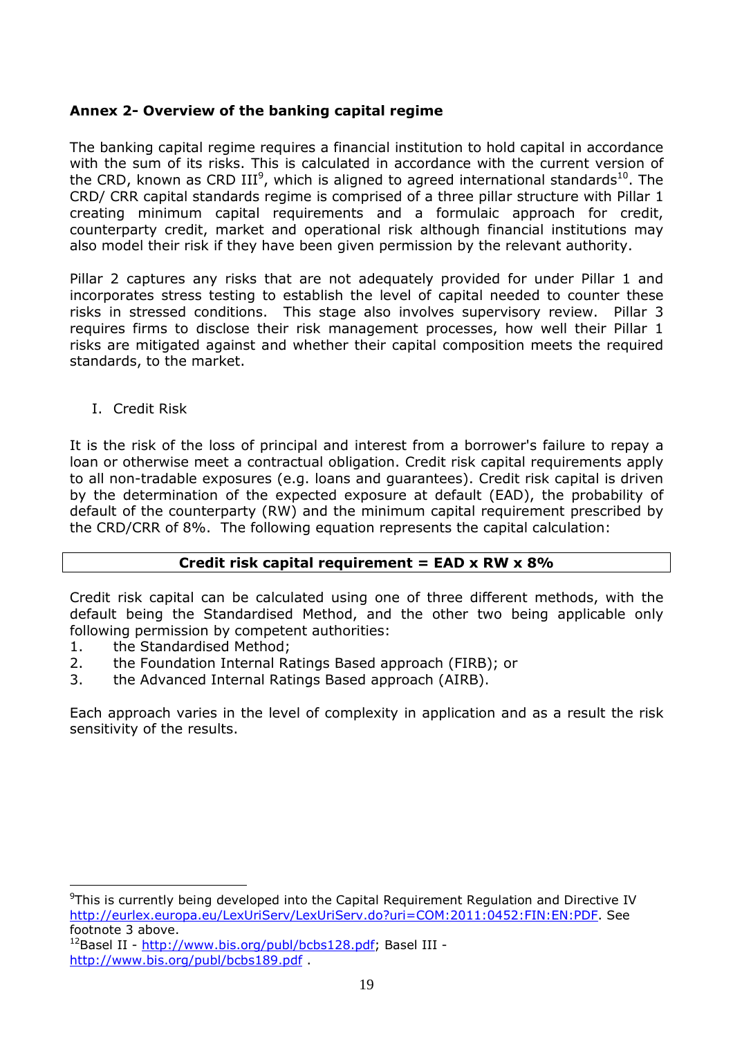## Annex 2- Overview of the banking capital regime

The banking capital regime requires a financial institution to hold capital in accordance with the sum of its risks. This is calculated in accordance with the current version of the CRD, known as CRD III[9], which is aligned to agreed international standards[10]. The CRD/ CRR capital standards regime is comprised of a three pillar structure with Pillar 1 creating minimum capital requirements and a formulaic approach for credit, counterparty credit, market and operational risk although financial institutions may also model their risk if they have been given permission by the relevant authority.

Pillar 2 captures any risks that are not adequately provided for under Pillar 1 and incorporates stress testing to establish the level of capital needed to counter these risks in stressed conditions. This stage also involves supervisory review. Pillar 3 requires firms to disclose their risk management processes, how well their Pillar 1 risks are mitigated against and whether their capital composition meets the required standards, to the market.

I. Credit Risk

It is the risk of the loss of principal and interest from a borrower's failure to repay a loan or otherwise meet a contractual obligation. Credit risk capital requirements apply to all non-tradable exposures (e.g. loans and guarantees). Credit risk capital is driven by the determination of the expected exposure at default (EAD), the probability of default of the counterparty (RW) and the minimum capital requirement prescribed by the CRD/CRR of 8%. The following equation represents the capital calculation:

| **Credit risk capital requirement = EAD x RW x 8%** |
|---|

Credit risk capital can be calculated using one of three different methods, with the default being the Standardised Method, and the other two being applicable only following permission by competent authorities:

1. the Standardised Method;
2. the Foundation Internal Ratings Based approach (FIRB); or
3. the Advanced Internal Ratings Based approach (AIRB).

Each approach varies in the level of complexity in application and as a result the risk sensitivity of the results.

---

[9] This is currently being developed into the Capital Requirement Regulation and Directive IV http://eurlex.europa.eu/LexUriServ/LexUriServ.do?uri=COM:2011:0452:FIN:EN:PDF. See footnote 3 above.

[12] Basel II - http://www.bis.org/publ/bcbs128.pdf; Basel III - http://www.bis.org/publ/bcbs189.pdf .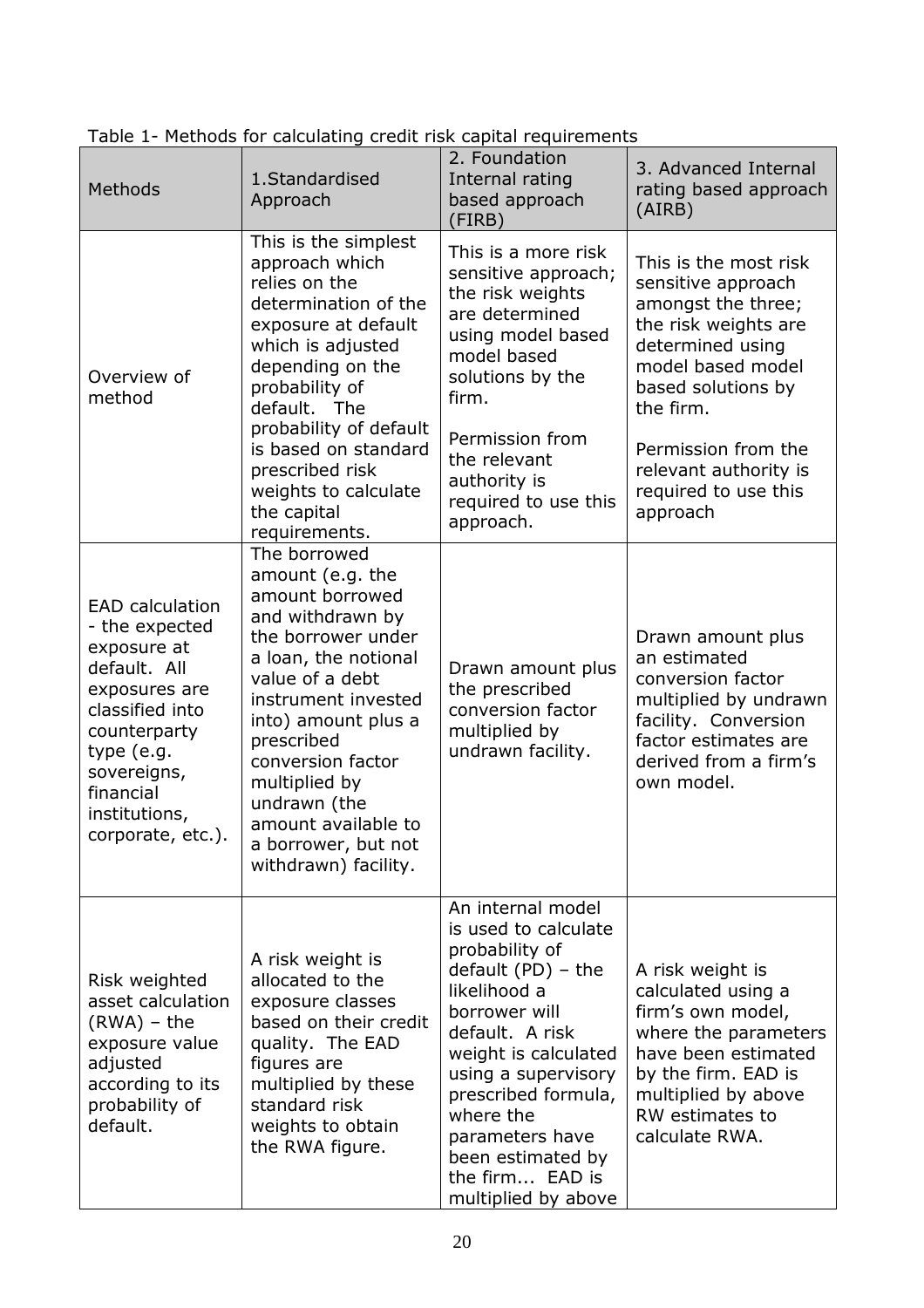Table 1- Methods for calculating credit risk capital requirements

| Methods | 1.Standardised Approach | 2. Foundation Internal rating based approach (FIRB) | 3. Advanced Internal rating based approach (AIRB) |
|---|---|---|---|
| Overview of method | This is the simplest approach which relies on the determination of the exposure at default which is adjusted depending on the probability of default. The probability of default is based on standard prescribed risk weights to calculate the capital requirements. | This is a more risk sensitive approach; the risk weights are determined using model based model based solutions by the firm. Permission from the relevant authority is required to use this approach. | This is the most risk sensitive approach amongst the three; the risk weights are determined using model based model based solutions by the firm. Permission from the relevant authority is required to use this approach |
| EAD calculation - the expected exposure at default. All exposures are classified into counterparty type (e.g. sovereigns, financial institutions, corporate, etc.). | The borrowed amount (e.g. the amount borrowed and withdrawn by the borrower under a loan, the notional value of a debt instrument invested into) amount plus a prescribed conversion factor multiplied by undrawn (the amount available to a borrower, but not withdrawn) facility. | Drawn amount plus the prescribed conversion factor multiplied by undrawn facility. | Drawn amount plus an estimated conversion factor multiplied by undrawn facility. Conversion factor estimates are derived from a firm's own model. |
| Risk weighted asset calculation (RWA) – the exposure value adjusted according to its probability of default. | A risk weight is allocated to the exposure classes based on their credit quality. The EAD figures are multiplied by these standard risk weights to obtain the RWA figure. | An internal model is used to calculate probability of default (PD) – the likelihood a borrower will default. A risk weight is calculated using a supervisory prescribed formula, where the parameters have been estimated by the firm... EAD is multiplied by above | A risk weight is calculated using a firm's own model, where the parameters have been estimated by the firm. EAD is multiplied by above RW estimates to calculate RWA. |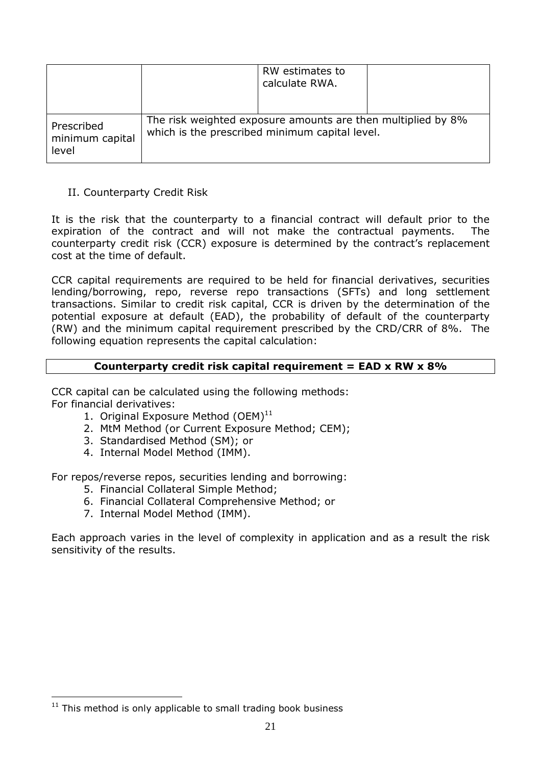| | | RW estimates to calculate RWA. | |
|---|---|---|---|
| Prescribed minimum capital level | The risk weighted exposure amounts are then multiplied by 8% which is the prescribed minimum capital level. | | |

II. Counterparty Credit Risk

It is the risk that the counterparty to a financial contract will default prior to the expiration of the contract and will not make the contractual payments. The counterparty credit risk (CCR) exposure is determined by the contract's replacement cost at the time of default.

CCR capital requirements are required to be held for financial derivatives, securities lending/borrowing, repo, reverse repo transactions (SFTs) and long settlement transactions. Similar to credit risk capital, CCR is driven by the determination of the potential exposure at default (EAD), the probability of default of the counterparty (RW) and the minimum capital requirement prescribed by the CRD/CRR of 8%. The following equation represents the capital calculation:

**Counterparty credit risk capital requirement = EAD x RW x 8%**

CCR capital can be calculated using the following methods:
For financial derivatives:

1. Original Exposure Method (OEM)[11]
2. MtM Method (or Current Exposure Method; CEM);
3. Standardised Method (SM); or
4. Internal Model Method (IMM).

For repos/reverse repos, securities lending and borrowing:

5. Financial Collateral Simple Method;
6. Financial Collateral Comprehensive Method; or
7. Internal Model Method (IMM).

Each approach varies in the level of complexity in application and as a result the risk sensitivity of the results.

[11] This method is only applicable to small trading book business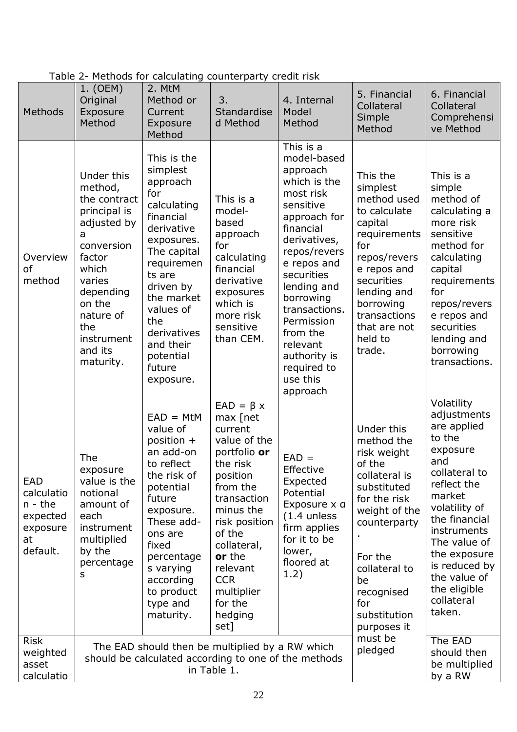Table 2- Methods for calculating counterparty credit risk

| Methods | 1. (OEM) Original Exposure Method | 2. MtM Method or Current Exposure Method | 3. Standardised Method | 4. Internal Model Method | 5. Financial Collateral Simple Method | 6. Financial Collateral Comprehensive Method |
|---|---|---|---|---|---|---|
| Overview of method | Under this method, the contract principal is adjusted by a conversion factor which varies depending on the nature of the instrument and its maturity. | This is the simplest approach for calculating financial derivative exposures. The capital requirements are driven by the market values of the derivatives and their potential future exposure. | This is a model-based approach for calculating financial derivative exposures which is more risk sensitive than CEM. | This is a model-based approach which is the most risk sensitive approach for financial derivatives, repos/reverse repos and securities lending and borrowing transactions. Permission from the relevant authority is required to use this approach | This the simplest method used to calculate capital requirements for repos/reverse repos and securities lending and borrowing transactions that are not held to trade. | This is a simple method of calculating a more risk sensitive method for calculating capital requirements for repos/reverse repos and securities lending and borrowing transactions. |
| EAD calculation - the expected exposure at default. | The exposure value is the notional amount of each instrument multiplied by the percentages | EAD = MtM value of position + an add-on to reflect the risk of potential future exposure. These add-ons are fixed percentages varying according to product type and maturity. | EAD = β x max [net current value of the portfolio **or** the risk position from the transaction minus the risk position of the collateral, **or** the relevant CCR multiplier for the hedging set] | EAD = Effective Expected Potential Exposure x α (1.4 unless firm applies for it to be lower, floored at 1.2) | Under this method the risk weight of the collateral is substituted for the risk weight of the counterparty. For the collateral to be recognised for substitution purposes it must be pledged | Volatility adjustments are applied to the exposure and collateral to reflect the market volatility of the financial instruments The value of the exposure is reduced by the value of the eligible collateral taken. |
| Risk weighted asset calculatio | The EAD should then be multiplied by a RW which should be calculated according to one of the methods in Table 1. | | | | | The EAD should then be multiplied by a RW |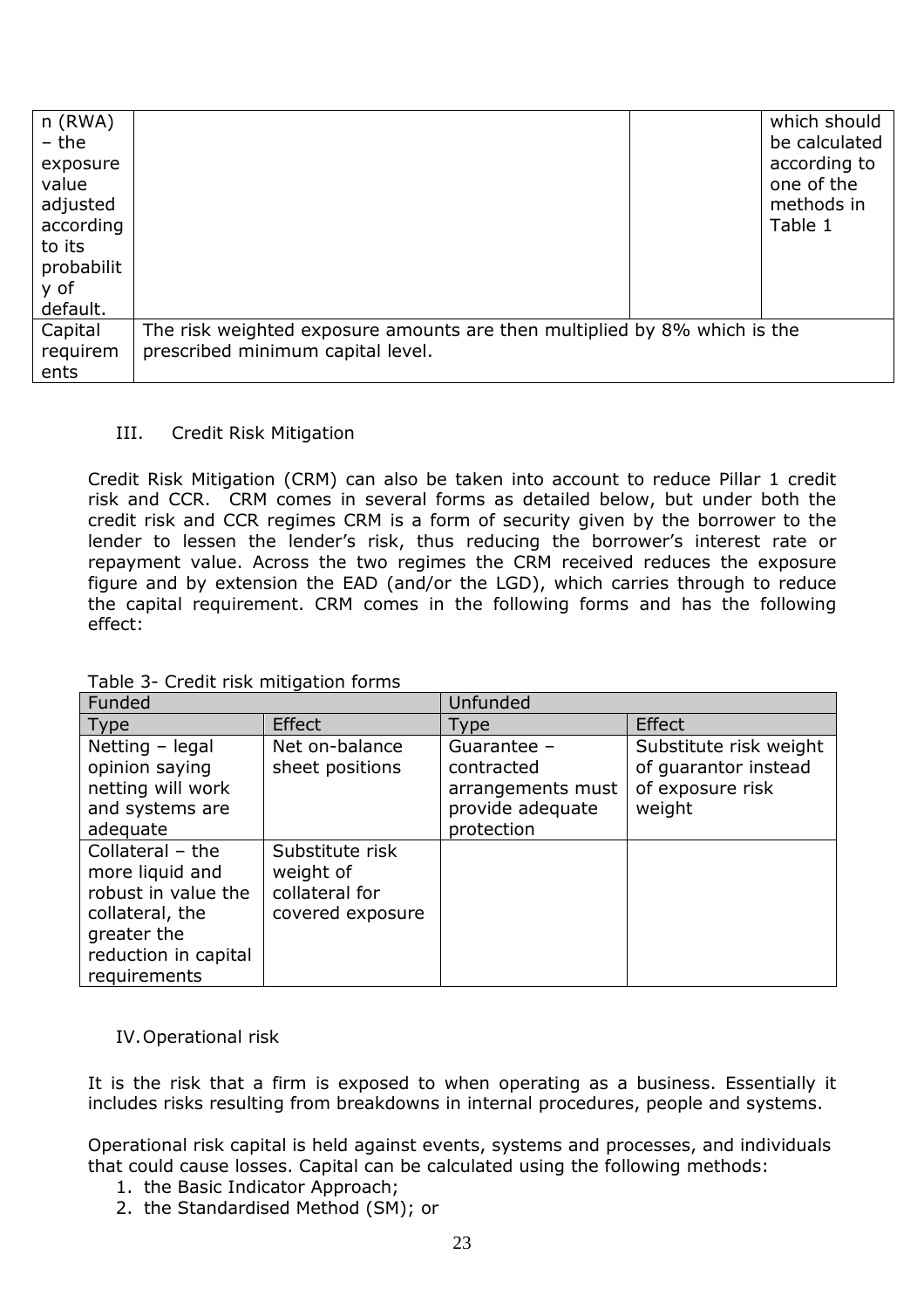| n (RWA) – the exposure value adjusted according to its probability of default. | | | which should be calculated according to one of the methods in Table 1 |
|---|---|---|---|
| Capital requirements | The risk weighted exposure amounts are then multiplied by 8% which is the prescribed minimum capital level. | | |

III. Credit Risk Mitigation

Credit Risk Mitigation (CRM) can also be taken into account to reduce Pillar 1 credit risk and CCR. CRM comes in several forms as detailed below, but under both the credit risk and CCR regimes CRM is a form of security given by the borrower to the lender to lessen the lender's risk, thus reducing the borrower's interest rate or repayment value. Across the two regimes the CRM received reduces the exposure figure and by extension the EAD (and/or the LGD), which carries through to reduce the capital requirement. CRM comes in the following forms and has the following effect:

Table 3- Credit risk mitigation forms

| Funded | | Unfunded | |
|---|---|---|---|
| Type | Effect | Type | Effect |
| Netting – legal opinion saying netting will work and systems are adequate | Net on-balance sheet positions | Guarantee – contracted arrangements must provide adequate protection | Substitute risk weight of guarantor instead of exposure risk weight |
| Collateral – the more liquid and robust in value the collateral, the greater the reduction in capital requirements | Substitute risk weight of collateral for covered exposure | | |

IV. Operational risk

It is the risk that a firm is exposed to when operating as a business. Essentially it includes risks resulting from breakdowns in internal procedures, people and systems.

Operational risk capital is held against events, systems and processes, and individuals that could cause losses. Capital can be calculated using the following methods:

1. the Basic Indicator Approach;
2. the Standardised Method (SM); or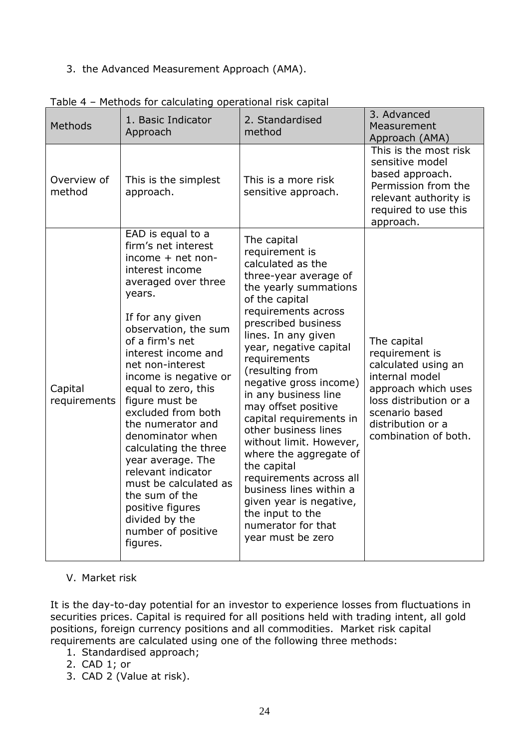3. the Advanced Measurement Approach (AMA).

Table 4 – Methods for calculating operational risk capital

| Methods | 1. Basic Indicator Approach | 2. Standardised method | 3. Advanced Measurement Approach (AMA) |
|---|---|---|---|
| Overview of method | This is the simplest approach. | This is a more risk sensitive approach. | This is the most risk sensitive model based approach. Permission from the relevant authority is required to use this approach. |
| Capital requirements | EAD is equal to a firm's net interest income + net non-interest income averaged over three years.<br><br>If for any given observation, the sum of a firm's net interest income and net non-interest income is negative or equal to zero, this figure must be excluded from both the numerator and denominator when calculating the three year average. The relevant indicator must be calculated as the sum of the positive figures divided by the number of positive figures. | The capital requirement is calculated as the three-year average of the yearly summations of the capital requirements across prescribed business lines. In any given year, negative capital requirements (resulting from negative gross income) in any business line may offset positive capital requirements in other business lines without limit. However, where the aggregate of the capital requirements across all business lines within a given year is negative, the input to the numerator for that year must be zero | The capital requirement is calculated using an internal model approach which uses loss distribution or a scenario based distribution or a combination of both. |

V. Market risk

It is the day-to-day potential for an investor to experience losses from fluctuations in securities prices. Capital is required for all positions held with trading intent, all gold positions, foreign currency positions and all commodities. Market risk capital requirements are calculated using one of the following three methods:

1. Standardised approach;
2. CAD 1; or
3. CAD 2 (Value at risk).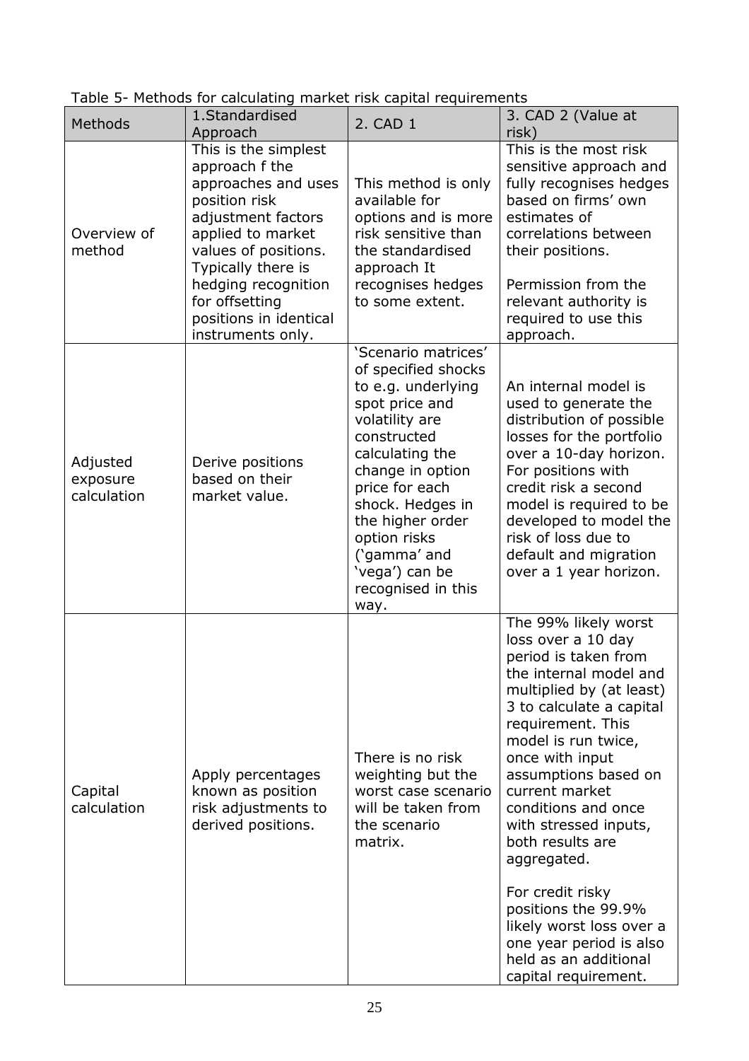Table 5- Methods for calculating market risk capital requirements

| Methods | 1.Standardised Approach | 2. CAD 1 | 3. CAD 2 (Value at risk) |
|---|---|---|---|
| Overview of method | This is the simplest approach f the approaches and uses position risk adjustment factors applied to market values of positions. Typically there is hedging recognition for offsetting positions in identical instruments only. | This method is only available for options and is more risk sensitive than the standardised approach It recognises hedges to some extent. | This is the most risk sensitive approach and fully recognises hedges based on firms' own estimates of correlations between their positions.<br><br>Permission from the relevant authority is required to use this approach. |
| Adjusted exposure calculation | Derive positions based on their market value. | 'Scenario matrices' of specified shocks to e.g. underlying spot price and volatility are constructed calculating the change in option price for each shock. Hedges in the higher order option risks ('gamma' and 'vega') can be recognised in this way. | An internal model is used to generate the distribution of possible losses for the portfolio over a 10-day horizon. For positions with credit risk a second model is required to be developed to model the risk of loss due to default and migration over a 1 year horizon. |
| Capital calculation | Apply percentages known as position risk adjustments to derived positions. | There is no risk weighting but the worst case scenario will be taken from the scenario matrix. | The 99% likely worst loss over a 10 day period is taken from the internal model and multiplied by (at least) 3 to calculate a capital requirement. This model is run twice, once with input assumptions based on current market conditions and once with stressed inputs, both results are aggregated.<br><br>For credit risky positions the 99.9% likely worst loss over a one year period is also held as an additional capital requirement. |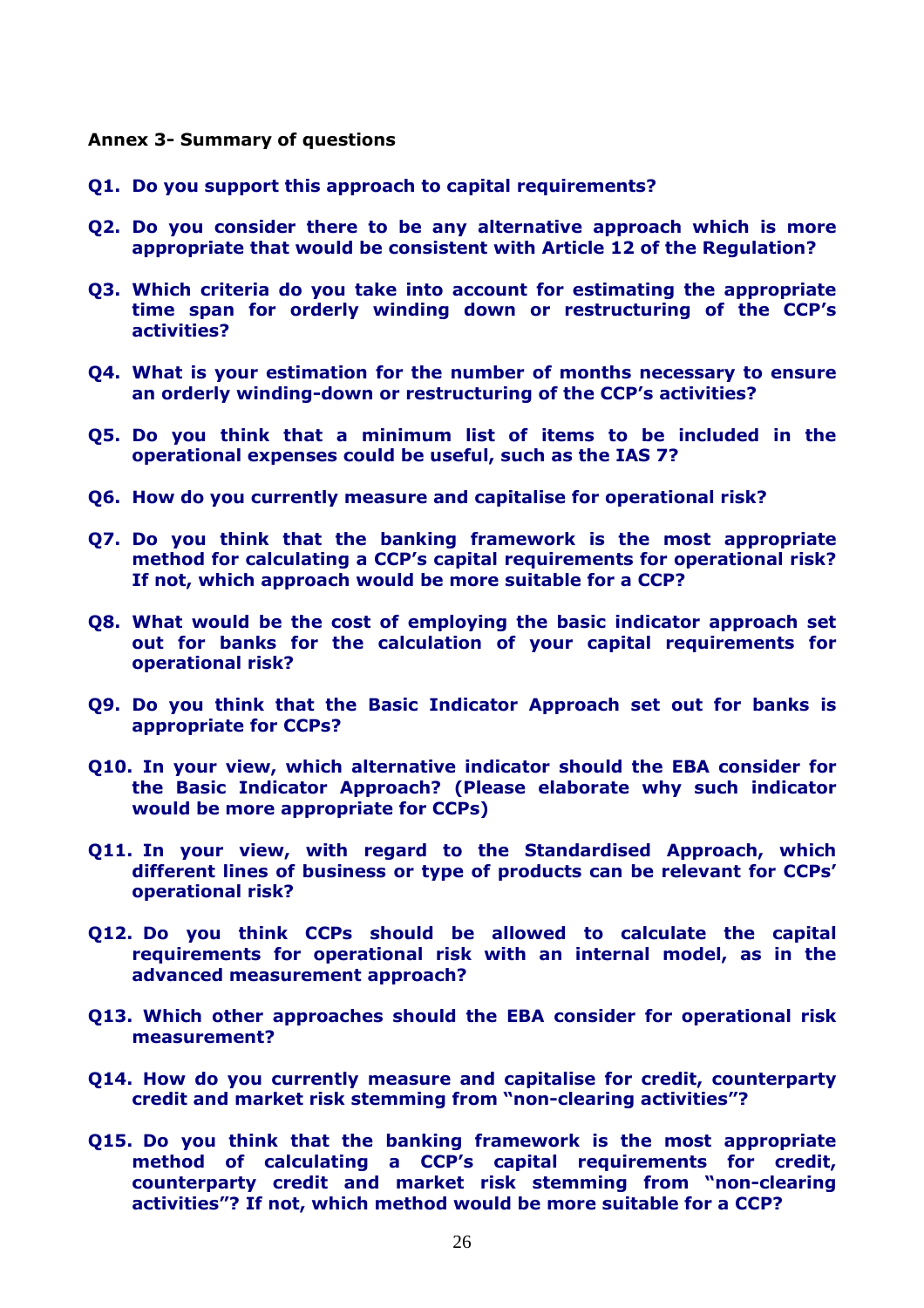**Annex 3- Summary of questions**

**Q1. Do you support this approach to capital requirements?**

**Q2. Do you consider there to be any alternative approach which is more appropriate that would be consistent with Article 12 of the Regulation?**

**Q3. Which criteria do you take into account for estimating the appropriate time span for orderly winding down or restructuring of the CCP's activities?**

**Q4. What is your estimation for the number of months necessary to ensure an orderly winding-down or restructuring of the CCP's activities?**

**Q5. Do you think that a minimum list of items to be included in the operational expenses could be useful, such as the IAS 7?**

**Q6. How do you currently measure and capitalise for operational risk?**

**Q7. Do you think that the banking framework is the most appropriate method for calculating a CCP's capital requirements for operational risk? If not, which approach would be more suitable for a CCP?**

**Q8. What would be the cost of employing the basic indicator approach set out for banks for the calculation of your capital requirements for operational risk?**

**Q9. Do you think that the Basic Indicator Approach set out for banks is appropriate for CCPs?**

**Q10. In your view, which alternative indicator should the EBA consider for the Basic Indicator Approach? (Please elaborate why such indicator would be more appropriate for CCPs)**

**Q11. In your view, with regard to the Standardised Approach, which different lines of business or type of products can be relevant for CCPs' operational risk?**

**Q12. Do you think CCPs should be allowed to calculate the capital requirements for operational risk with an internal model, as in the advanced measurement approach?**

**Q13. Which other approaches should the EBA consider for operational risk measurement?**

**Q14. How do you currently measure and capitalise for credit, counterparty credit and market risk stemming from "non-clearing activities"?**

**Q15. Do you think that the banking framework is the most appropriate method of calculating a CCP's capital requirements for credit, counterparty credit and market risk stemming from "non-clearing activities"? If not, which method would be more suitable for a CCP?**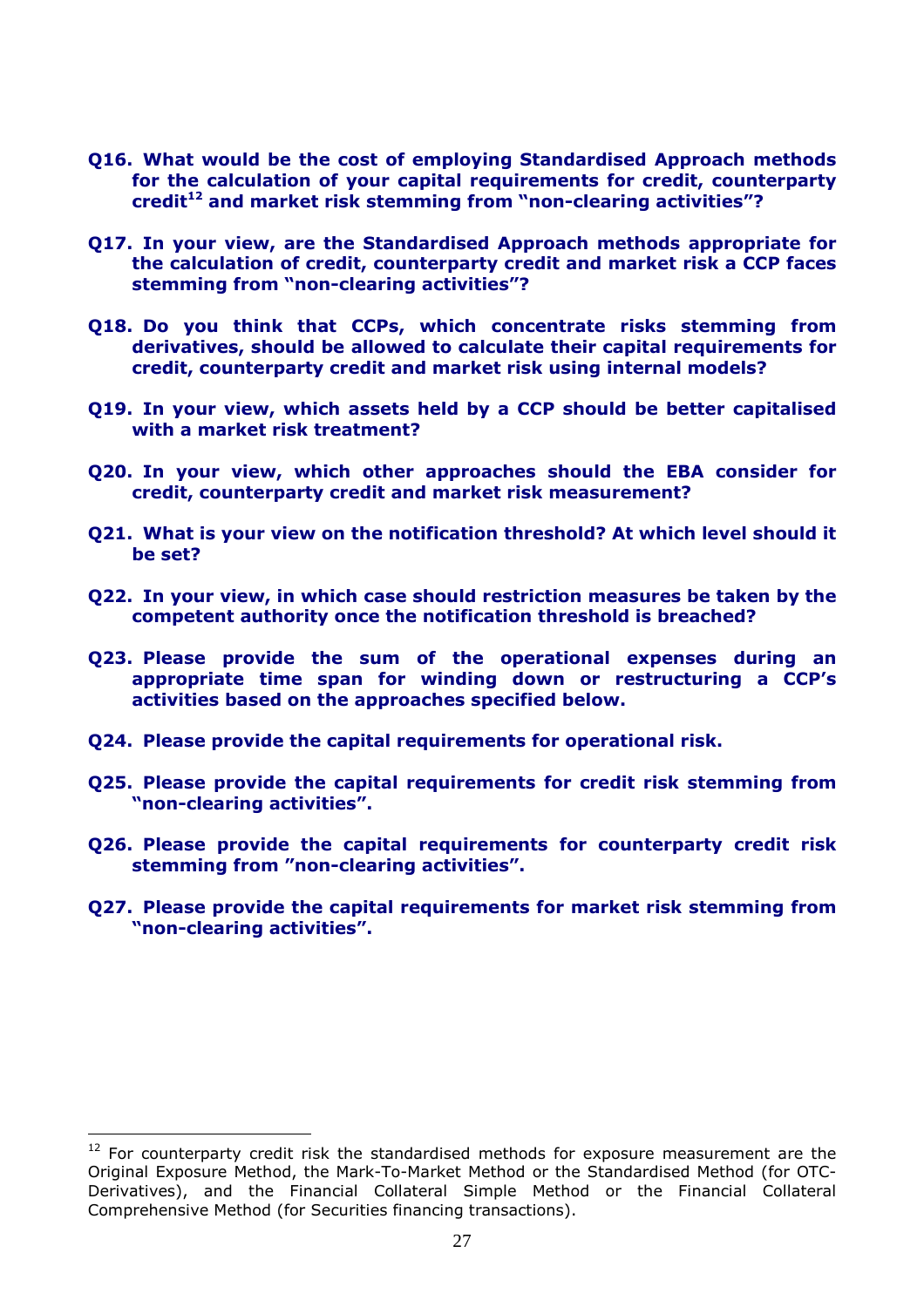**Q16. What would be the cost of employing Standardised Approach methods for the calculation of your capital requirements for credit, counterparty credit[12] and market risk stemming from "non-clearing activities"?**

**Q17. In your view, are the Standardised Approach methods appropriate for the calculation of credit, counterparty credit and market risk a CCP faces stemming from "non-clearing activities"?**

**Q18. Do you think that CCPs, which concentrate risks stemming from derivatives, should be allowed to calculate their capital requirements for credit, counterparty credit and market risk using internal models?**

**Q19. In your view, which assets held by a CCP should be better capitalised with a market risk treatment?**

**Q20. In your view, which other approaches should the EBA consider for credit, counterparty credit and market risk measurement?**

**Q21. What is your view on the notification threshold? At which level should it be set?**

**Q22. In your view, in which case should restriction measures be taken by the competent authority once the notification threshold is breached?**

**Q23. Please provide the sum of the operational expenses during an appropriate time span for winding down or restructuring a CCP's activities based on the approaches specified below.**

**Q24. Please provide the capital requirements for operational risk.**

**Q25. Please provide the capital requirements for credit risk stemming from "non-clearing activities".**

**Q26. Please provide the capital requirements for counterparty credit risk stemming from "non-clearing activities".**

**Q27. Please provide the capital requirements for market risk stemming from "non-clearing activities".**

---

[12] For counterparty credit risk the standardised methods for exposure measurement are the Original Exposure Method, the Mark-To-Market Method or the Standardised Method (for OTC-Derivatives), and the Financial Collateral Simple Method or the Financial Collateral Comprehensive Method (for Securities financing transactions).